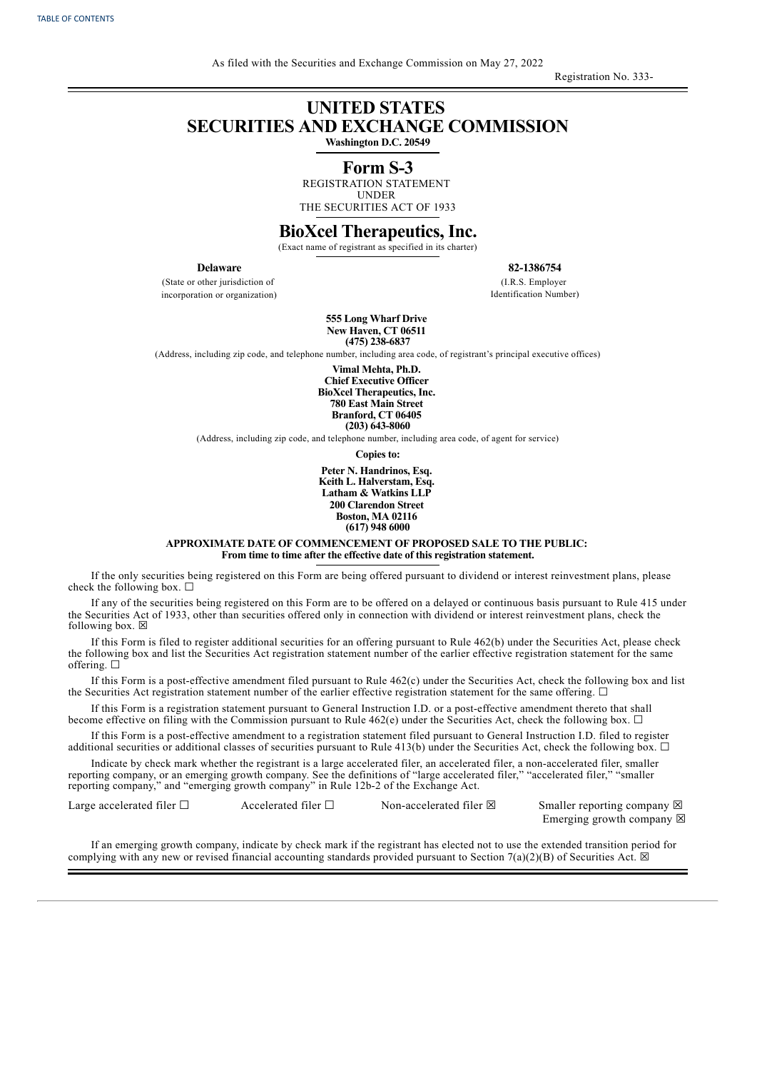As filed with the Securities and Exchange Commission on May 27, 2022

Registration No. 333-

# UNITED STATES SECURITIES AND EXCHANGE COMMISSION

**Washington D.C. 20549**

## Form S-3

REGISTRATION STATEMENT
UNDER
THE SECURITIES ACT OF 1933

## BioXcel Therapeutics, Inc.

(Exact name of registrant as specified in its charter)

| **Delaware** | **82-1386754** |
|---|---|
| (State or other jurisdiction of incorporation or organization) | (I.R.S. Employer Identification Number) |

**555 Long Wharf Drive**
**New Haven, CT 06511**
**(475) 238-6837**

(Address, including zip code, and telephone number, including area code, of registrant's principal executive offices)

**Vimal Mehta, Ph.D.**
**Chief Executive Officer**
**BioXcel Therapeutics, Inc.**
**780 East Main Street**
**Branford, CT 06405**
**(203) 643-8060**

(Address, including zip code, and telephone number, including area code, of agent for service)

**Copies to:**

**Peter N. Handrinos, Esq.**
**Keith L. Halverstam, Esq.**
**Latham & Watkins LLP**
**200 Clarendon Street**
**Boston, MA 02116**
**(617) 948 6000**

**APPROXIMATE DATE OF COMMENCEMENT OF PROPOSED SALE TO THE PUBLIC:**
**From time to time after the effective date of this registration statement.**

If the only securities being registered on this Form are being offered pursuant to dividend or interest reinvestment plans, please check the following box. ☐

If any of the securities being registered on this Form are to be offered on a delayed or continuous basis pursuant to Rule 415 under the Securities Act of 1933, other than securities offered only in connection with dividend or interest reinvestment plans, check the following box. ☒

If this Form is filed to register additional securities for an offering pursuant to Rule 462(b) under the Securities Act, please check the following box and list the Securities Act registration statement number of the earlier effective registration statement for the same offering. ☐

If this Form is a post-effective amendment filed pursuant to Rule 462(c) under the Securities Act, check the following box and list the Securities Act registration statement number of the earlier effective registration statement for the same offering. ☐

If this Form is a registration statement pursuant to General Instruction I.D. or a post-effective amendment thereto that shall become effective on filing with the Commission pursuant to Rule 462(e) under the Securities Act, check the following box. ☐

If this Form is a post-effective amendment to a registration statement filed pursuant to General Instruction I.D. filed to register additional securities or additional classes of securities pursuant to Rule 413(b) under the Securities Act, check the following box. ☐

Indicate by check mark whether the registrant is a large accelerated filer, an accelerated filer, a non-accelerated filer, smaller reporting company, or an emerging growth company. See the definitions of "large accelerated filer," "accelerated filer," "smaller reporting company," and "emerging growth company" in Rule 12b-2 of the Exchange Act.

| | | | |
|---|---|---|---|
| Large accelerated filer ☐ | Accelerated filer ☐ | Non-accelerated filer ☒ | Smaller reporting company ☒ |
| | | | Emerging growth company ☒ |

If an emerging growth company, indicate by check mark if the registrant has elected not to use the extended transition period for complying with any new or revised financial accounting standards provided pursuant to Section 7(a)(2)(B) of Securities Act. ☒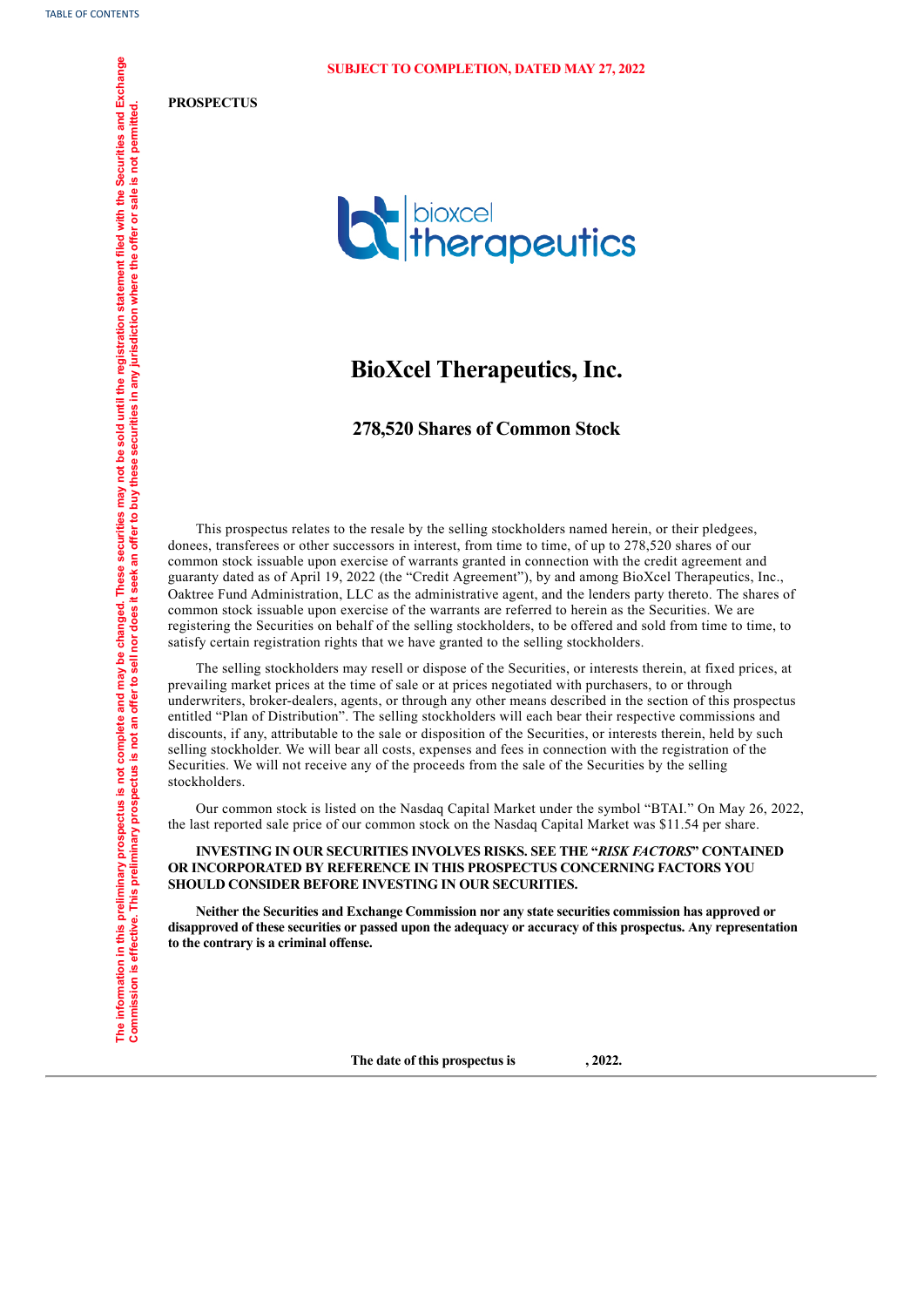**SUBJECT TO COMPLETION, DATED MAY 27, 2022**

The information in this preliminary prospectus is not complete and may be changed. These securities may not be sold until the registration statement filed with the Securities and Exchange Commission is effective. This preliminary prospectus is not an offer to sell nor does it seek an offer to buy these securities in any jurisdiction where the offer or sale is not permitted.

**PROSPECTUS**

# BioXcel Therapeutics, Inc.

## 278,520 Shares of Common Stock

This prospectus relates to the resale by the selling stockholders named herein, or their pledgees, donees, transferees or other successors in interest, from time to time, of up to 278,520 shares of our common stock issuable upon exercise of warrants granted in connection with the credit agreement and guaranty dated as of April 19, 2022 (the "Credit Agreement"), by and among BioXcel Therapeutics, Inc., Oaktree Fund Administration, LLC as the administrative agent, and the lenders party thereto. The shares of common stock issuable upon exercise of the warrants are referred to herein as the Securities. We are registering the Securities on behalf of the selling stockholders, to be offered and sold from time to time, to satisfy certain registration rights that we have granted to the selling stockholders.

The selling stockholders may resell or dispose of the Securities, or interests therein, at fixed prices, at prevailing market prices at the time of sale or at prices negotiated with purchasers, to or through underwriters, broker-dealers, agents, or through any other means described in the section of this prospectus entitled "Plan of Distribution". The selling stockholders will each bear their respective commissions and discounts, if any, attributable to the sale or disposition of the Securities, or interests therein, held by such selling stockholder. We will bear all costs, expenses and fees in connection with the registration of the Securities. We will not receive any of the proceeds from the sale of the Securities by the selling stockholders.

Our common stock is listed on the Nasdaq Capital Market under the symbol "BTAI." On May 26, 2022, the last reported sale price of our common stock on the Nasdaq Capital Market was $11.54 per share.

**INVESTING IN OUR SECURITIES INVOLVES RISKS. SEE THE "*RISK FACTORS*" CONTAINED OR INCORPORATED BY REFERENCE IN THIS PROSPECTUS CONCERNING FACTORS YOU SHOULD CONSIDER BEFORE INVESTING IN OUR SECURITIES.**

**Neither the Securities and Exchange Commission nor any state securities commission has approved or disapproved of these securities or passed upon the adequacy or accuracy of this prospectus. Any representation to the contrary is a criminal offense.**

**The date of this prospectus is , 2022.**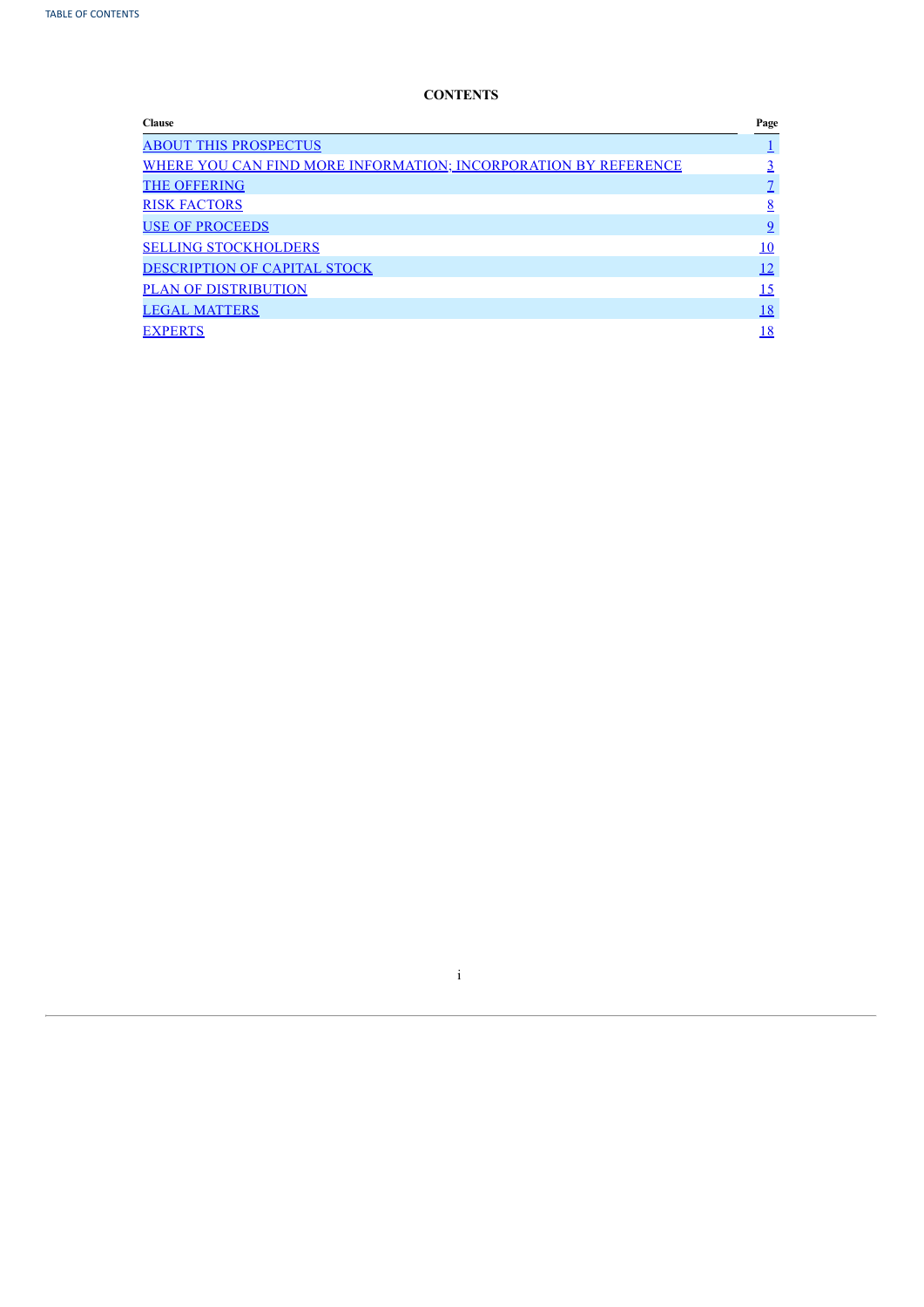## CONTENTS

| Clause | Page |
|---|---|
| ABOUT THIS PROSPECTUS | 1 |
| WHERE YOU CAN FIND MORE INFORMATION; INCORPORATION BY REFERENCE | 3 |
| THE OFFERING | 7 |
| RISK FACTORS | 8 |
| USE OF PROCEEDS | 9 |
| SELLING STOCKHOLDERS | 10 |
| DESCRIPTION OF CAPITAL STOCK | 12 |
| PLAN OF DISTRIBUTION | 15 |
| LEGAL MATTERS | 18 |
| EXPERTS | 18 |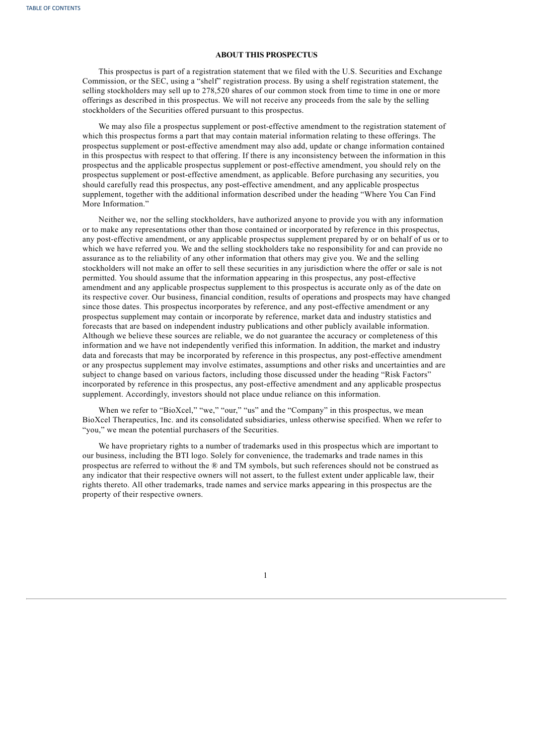## ABOUT THIS PROSPECTUS

This prospectus is part of a registration statement that we filed with the U.S. Securities and Exchange Commission, or the SEC, using a "shelf" registration process. By using a shelf registration statement, the selling stockholders may sell up to 278,520 shares of our common stock from time to time in one or more offerings as described in this prospectus. We will not receive any proceeds from the sale by the selling stockholders of the Securities offered pursuant to this prospectus.

We may also file a prospectus supplement or post-effective amendment to the registration statement of which this prospectus forms a part that may contain material information relating to these offerings. The prospectus supplement or post-effective amendment may also add, update or change information contained in this prospectus with respect to that offering. If there is any inconsistency between the information in this prospectus and the applicable prospectus supplement or post-effective amendment, you should rely on the prospectus supplement or post-effective amendment, as applicable. Before purchasing any securities, you should carefully read this prospectus, any post-effective amendment, and any applicable prospectus supplement, together with the additional information described under the heading "Where You Can Find More Information."

Neither we, nor the selling stockholders, have authorized anyone to provide you with any information or to make any representations other than those contained or incorporated by reference in this prospectus, any post-effective amendment, or any applicable prospectus supplement prepared by or on behalf of us or to which we have referred you. We and the selling stockholders take no responsibility for and can provide no assurance as to the reliability of any other information that others may give you. We and the selling stockholders will not make an offer to sell these securities in any jurisdiction where the offer or sale is not permitted. You should assume that the information appearing in this prospectus, any post-effective amendment and any applicable prospectus supplement to this prospectus is accurate only as of the date on its respective cover. Our business, financial condition, results of operations and prospects may have changed since those dates. This prospectus incorporates by reference, and any post-effective amendment or any prospectus supplement may contain or incorporate by reference, market data and industry statistics and forecasts that are based on independent industry publications and other publicly available information. Although we believe these sources are reliable, we do not guarantee the accuracy or completeness of this information and we have not independently verified this information. In addition, the market and industry data and forecasts that may be incorporated by reference in this prospectus, any post-effective amendment or any prospectus supplement may involve estimates, assumptions and other risks and uncertainties and are subject to change based on various factors, including those discussed under the heading "Risk Factors" incorporated by reference in this prospectus, any post-effective amendment and any applicable prospectus supplement. Accordingly, investors should not place undue reliance on this information.

When we refer to "BioXcel," "we," "our," "us" and the "Company" in this prospectus, we mean BioXcel Therapeutics, Inc. and its consolidated subsidiaries, unless otherwise specified. When we refer to "you," we mean the potential purchasers of the Securities.

We have proprietary rights to a number of trademarks used in this prospectus which are important to our business, including the BTI logo. Solely for convenience, the trademarks and trade names in this prospectus are referred to without the ® and TM symbols, but such references should not be construed as any indicator that their respective owners will not assert, to the fullest extent under applicable law, their rights thereto. All other trademarks, trade names and service marks appearing in this prospectus are the property of their respective owners.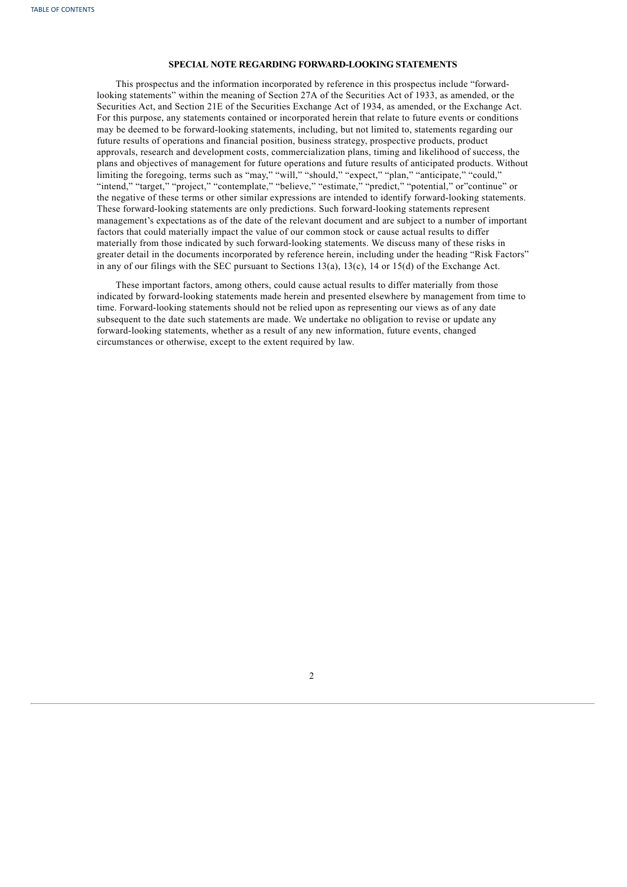## SPECIAL NOTE REGARDING FORWARD-LOOKING STATEMENTS

This prospectus and the information incorporated by reference in this prospectus include "forward-looking statements" within the meaning of Section 27A of the Securities Act of 1933, as amended, or the Securities Act, and Section 21E of the Securities Exchange Act of 1934, as amended, or the Exchange Act. For this purpose, any statements contained or incorporated herein that relate to future events or conditions may be deemed to be forward-looking statements, including, but not limited to, statements regarding our future results of operations and financial position, business strategy, prospective products, product approvals, research and development costs, commercialization plans, timing and likelihood of success, the plans and objectives of management for future operations and future results of anticipated products. Without limiting the foregoing, terms such as "may," "will," "should," "expect," "plan," "anticipate," "could," "intend," "target," "project," "contemplate," "believe," "estimate," "predict," "potential," or"continue" or the negative of these terms or other similar expressions are intended to identify forward-looking statements. These forward-looking statements are only predictions. Such forward-looking statements represent management's expectations as of the date of the relevant document and are subject to a number of important factors that could materially impact the value of our common stock or cause actual results to differ materially from those indicated by such forward-looking statements. We discuss many of these risks in greater detail in the documents incorporated by reference herein, including under the heading "Risk Factors" in any of our filings with the SEC pursuant to Sections 13(a), 13(c), 14 or 15(d) of the Exchange Act.

These important factors, among others, could cause actual results to differ materially from those indicated by forward-looking statements made herein and presented elsewhere by management from time to time. Forward-looking statements should not be relied upon as representing our views as of any date subsequent to the date such statements are made. We undertake no obligation to revise or update any forward-looking statements, whether as a result of any new information, future events, changed circumstances or otherwise, except to the extent required by law.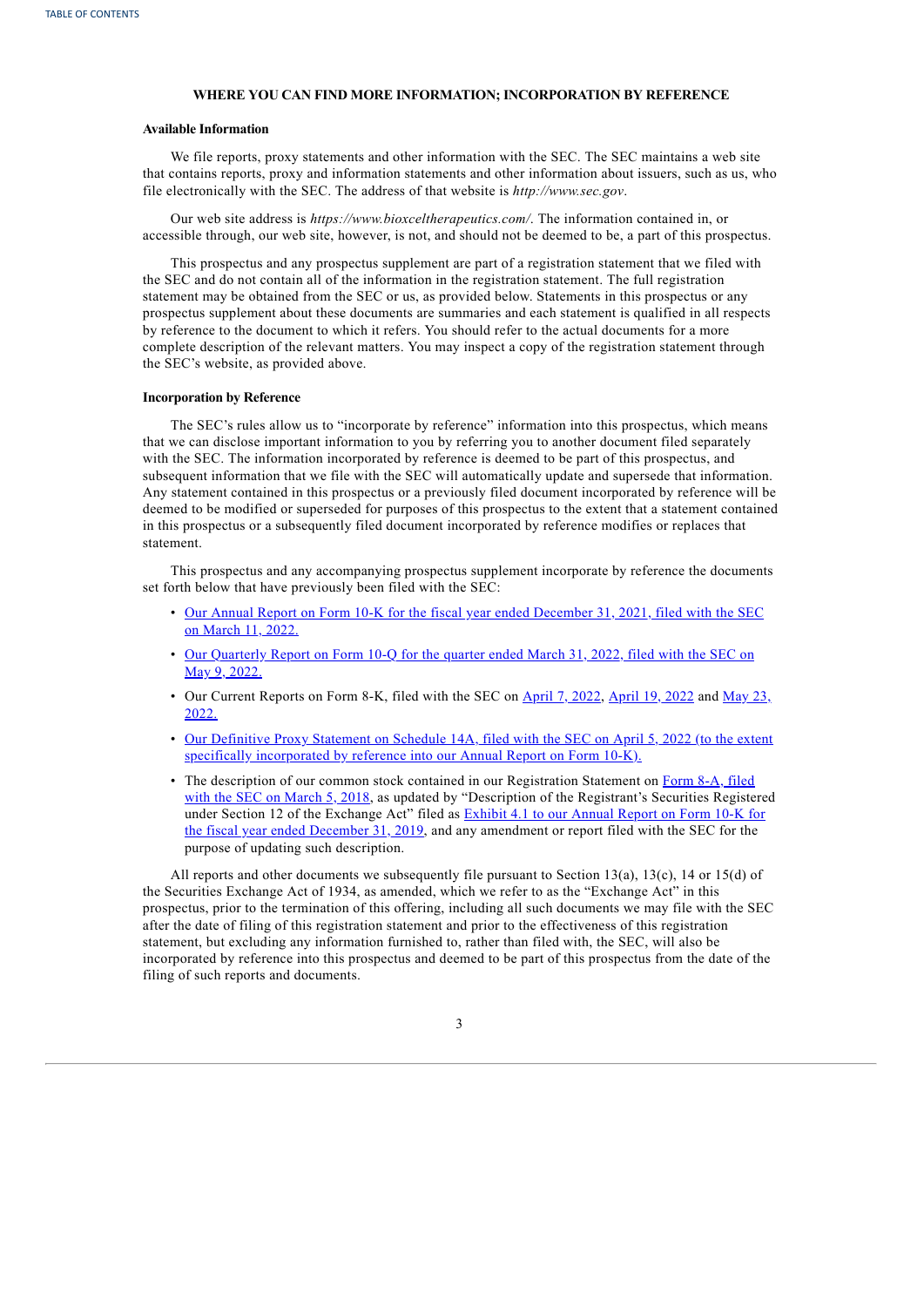## WHERE YOU CAN FIND MORE INFORMATION; INCORPORATION BY REFERENCE

### Available Information

We file reports, proxy statements and other information with the SEC. The SEC maintains a web site that contains reports, proxy and information statements and other information about issuers, such as us, who file electronically with the SEC. The address of that website is *http://www.sec.gov*.

Our web site address is *https://www.bioxceltherapeutics.com/*. The information contained in, or accessible through, our web site, however, is not, and should not be deemed to be, a part of this prospectus.

This prospectus and any prospectus supplement are part of a registration statement that we filed with the SEC and do not contain all of the information in the registration statement. The full registration statement may be obtained from the SEC or us, as provided below. Statements in this prospectus or any prospectus supplement about these documents are summaries and each statement is qualified in all respects by reference to the document to which it refers. You should refer to the actual documents for a more complete description of the relevant matters. You may inspect a copy of the registration statement through the SEC's website, as provided above.

### Incorporation by Reference

The SEC's rules allow us to "incorporate by reference" information into this prospectus, which means that we can disclose important information to you by referring you to another document filed separately with the SEC. The information incorporated by reference is deemed to be part of this prospectus, and subsequent information that we file with the SEC will automatically update and supersede that information. Any statement contained in this prospectus or a previously filed document incorporated by reference will be deemed to be modified or superseded for purposes of this prospectus to the extent that a statement contained in this prospectus or a subsequently filed document incorporated by reference modifies or replaces that statement.

This prospectus and any accompanying prospectus supplement incorporate by reference the documents set forth below that have previously been filed with the SEC:

- Our Annual Report on Form 10-K for the fiscal year ended December 31, 2021, filed with the SEC on March 11, 2022.
- Our Quarterly Report on Form 10-Q for the quarter ended March 31, 2022, filed with the SEC on May 9, 2022.
- Our Current Reports on Form 8-K, filed with the SEC on April 7, 2022, April 19, 2022 and May 23, 2022.
- Our Definitive Proxy Statement on Schedule 14A, filed with the SEC on April 5, 2022 (to the extent specifically incorporated by reference into our Annual Report on Form 10-K).
- The description of our common stock contained in our Registration Statement on Form 8-A, filed with the SEC on March 5, 2018, as updated by "Description of the Registrant's Securities Registered under Section 12 of the Exchange Act" filed as Exhibit 4.1 to our Annual Report on Form 10-K for the fiscal year ended December 31, 2019, and any amendment or report filed with the SEC for the purpose of updating such description.

All reports and other documents we subsequently file pursuant to Section 13(a), 13(c), 14 or 15(d) of the Securities Exchange Act of 1934, as amended, which we refer to as the "Exchange Act" in this prospectus, prior to the termination of this offering, including all such documents we may file with the SEC after the date of filing of this registration statement and prior to the effectiveness of this registration statement, but excluding any information furnished to, rather than filed with, the SEC, will also be incorporated by reference into this prospectus and deemed to be part of this prospectus from the date of the filing of such reports and documents.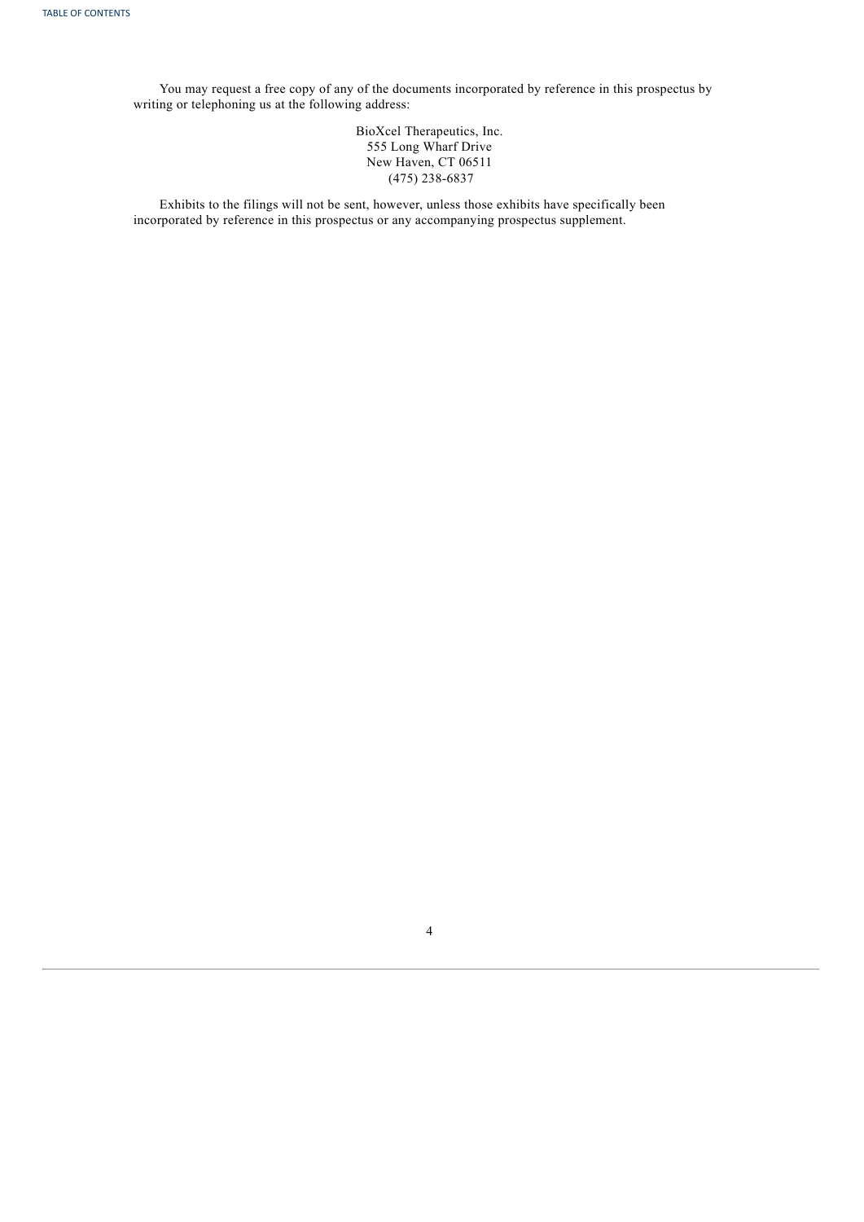You may request a free copy of any of the documents incorporated by reference in this prospectus by writing or telephoning us at the following address:

BioXcel Therapeutics, Inc.
555 Long Wharf Drive
New Haven, CT 06511
(475) 238-6837

Exhibits to the filings will not be sent, however, unless those exhibits have specifically been incorporated by reference in this prospectus or any accompanying prospectus supplement.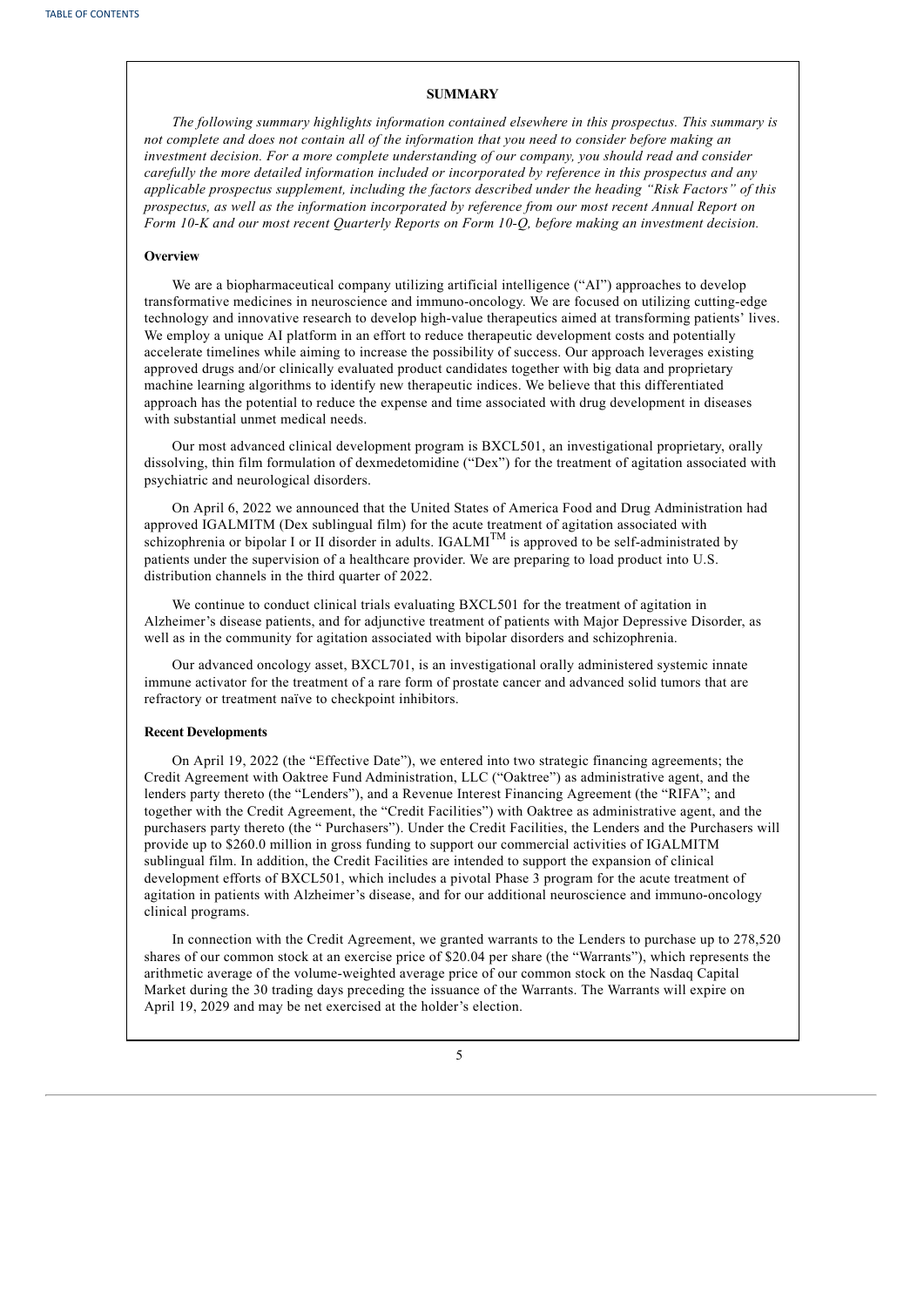## SUMMARY

*The following summary highlights information contained elsewhere in this prospectus. This summary is not complete and does not contain all of the information that you need to consider before making an investment decision. For a more complete understanding of our company, you should read and consider carefully the more detailed information included or incorporated by reference in this prospectus and any applicable prospectus supplement, including the factors described under the heading "Risk Factors" of this prospectus, as well as the information incorporated by reference from our most recent Annual Report on Form 10-K and our most recent Quarterly Reports on Form 10-Q, before making an investment decision.*

### Overview

We are a biopharmaceutical company utilizing artificial intelligence ("AI") approaches to develop transformative medicines in neuroscience and immuno-oncology. We are focused on utilizing cutting-edge technology and innovative research to develop high-value therapeutics aimed at transforming patients' lives. We employ a unique AI platform in an effort to reduce therapeutic development costs and potentially accelerate timelines while aiming to increase the possibility of success. Our approach leverages existing approved drugs and/or clinically evaluated product candidates together with big data and proprietary machine learning algorithms to identify new therapeutic indices. We believe that this differentiated approach has the potential to reduce the expense and time associated with drug development in diseases with substantial unmet medical needs.

Our most advanced clinical development program is BXCL501, an investigational proprietary, orally dissolving, thin film formulation of dexmedetomidine ("Dex") for the treatment of agitation associated with psychiatric and neurological disorders.

On April 6, 2022 we announced that the United States of America Food and Drug Administration had approved IGALMITM (Dex sublingual film) for the acute treatment of agitation associated with schizophrenia or bipolar I or II disorder in adults. IGALMI™ is approved to be self-administrated by patients under the supervision of a healthcare provider. We are preparing to load product into U.S. distribution channels in the third quarter of 2022.

We continue to conduct clinical trials evaluating BXCL501 for the treatment of agitation in Alzheimer's disease patients, and for adjunctive treatment of patients with Major Depressive Disorder, as well as in the community for agitation associated with bipolar disorders and schizophrenia.

Our advanced oncology asset, BXCL701, is an investigational orally administered systemic innate immune activator for the treatment of a rare form of prostate cancer and advanced solid tumors that are refractory or treatment naïve to checkpoint inhibitors.

### Recent Developments

On April 19, 2022 (the "Effective Date"), we entered into two strategic financing agreements; the Credit Agreement with Oaktree Fund Administration, LLC ("Oaktree") as administrative agent, and the lenders party thereto (the "Lenders"), and a Revenue Interest Financing Agreement (the "RIFA"; and together with the Credit Agreement, the "Credit Facilities") with Oaktree as administrative agent, and the purchasers party thereto (the " Purchasers"). Under the Credit Facilities, the Lenders and the Purchasers will provide up to $260.0 million in gross funding to support our commercial activities of IGALMITM sublingual film. In addition, the Credit Facilities are intended to support the expansion of clinical development efforts of BXCL501, which includes a pivotal Phase 3 program for the acute treatment of agitation in patients with Alzheimer's disease, and for our additional neuroscience and immuno-oncology clinical programs.

In connection with the Credit Agreement, we granted warrants to the Lenders to purchase up to 278,520 shares of our common stock at an exercise price of $20.04 per share (the "Warrants"), which represents the arithmetic average of the volume-weighted average price of our common stock on the Nasdaq Capital Market during the 30 trading days preceding the issuance of the Warrants. The Warrants will expire on April 19, 2029 and may be net exercised at the holder's election.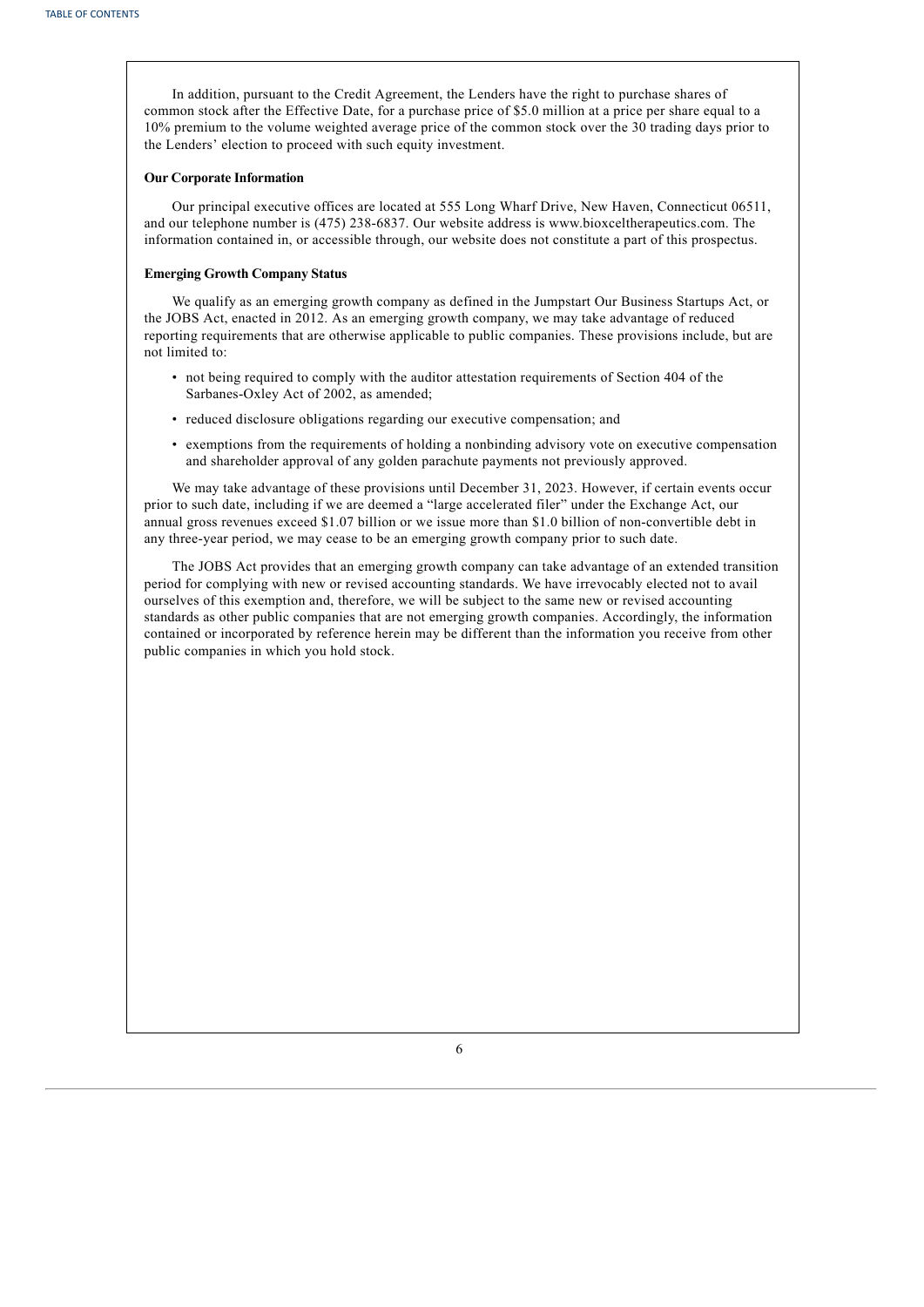In addition, pursuant to the Credit Agreement, the Lenders have the right to purchase shares of common stock after the Effective Date, for a purchase price of $5.0 million at a price per share equal to a 10% premium to the volume weighted average price of the common stock over the 30 trading days prior to the Lenders' election to proceed with such equity investment.

**Our Corporate Information**

Our principal executive offices are located at 555 Long Wharf Drive, New Haven, Connecticut 06511, and our telephone number is (475) 238-6837. Our website address is www.bioxceltherapeutics.com. The information contained in, or accessible through, our website does not constitute a part of this prospectus.

**Emerging Growth Company Status**

We qualify as an emerging growth company as defined in the Jumpstart Our Business Startups Act, or the JOBS Act, enacted in 2012. As an emerging growth company, we may take advantage of reduced reporting requirements that are otherwise applicable to public companies. These provisions include, but are not limited to:

- not being required to comply with the auditor attestation requirements of Section 404 of the Sarbanes-Oxley Act of 2002, as amended;
- reduced disclosure obligations regarding our executive compensation; and
- exemptions from the requirements of holding a nonbinding advisory vote on executive compensation and shareholder approval of any golden parachute payments not previously approved.

We may take advantage of these provisions until December 31, 2023. However, if certain events occur prior to such date, including if we are deemed a "large accelerated filer" under the Exchange Act, our annual gross revenues exceed $1.07 billion or we issue more than $1.0 billion of non-convertible debt in any three-year period, we may cease to be an emerging growth company prior to such date.

The JOBS Act provides that an emerging growth company can take advantage of an extended transition period for complying with new or revised accounting standards. We have irrevocably elected not to avail ourselves of this exemption and, therefore, we will be subject to the same new or revised accounting standards as other public companies that are not emerging growth companies. Accordingly, the information contained or incorporated by reference herein may be different than the information you receive from other public companies in which you hold stock.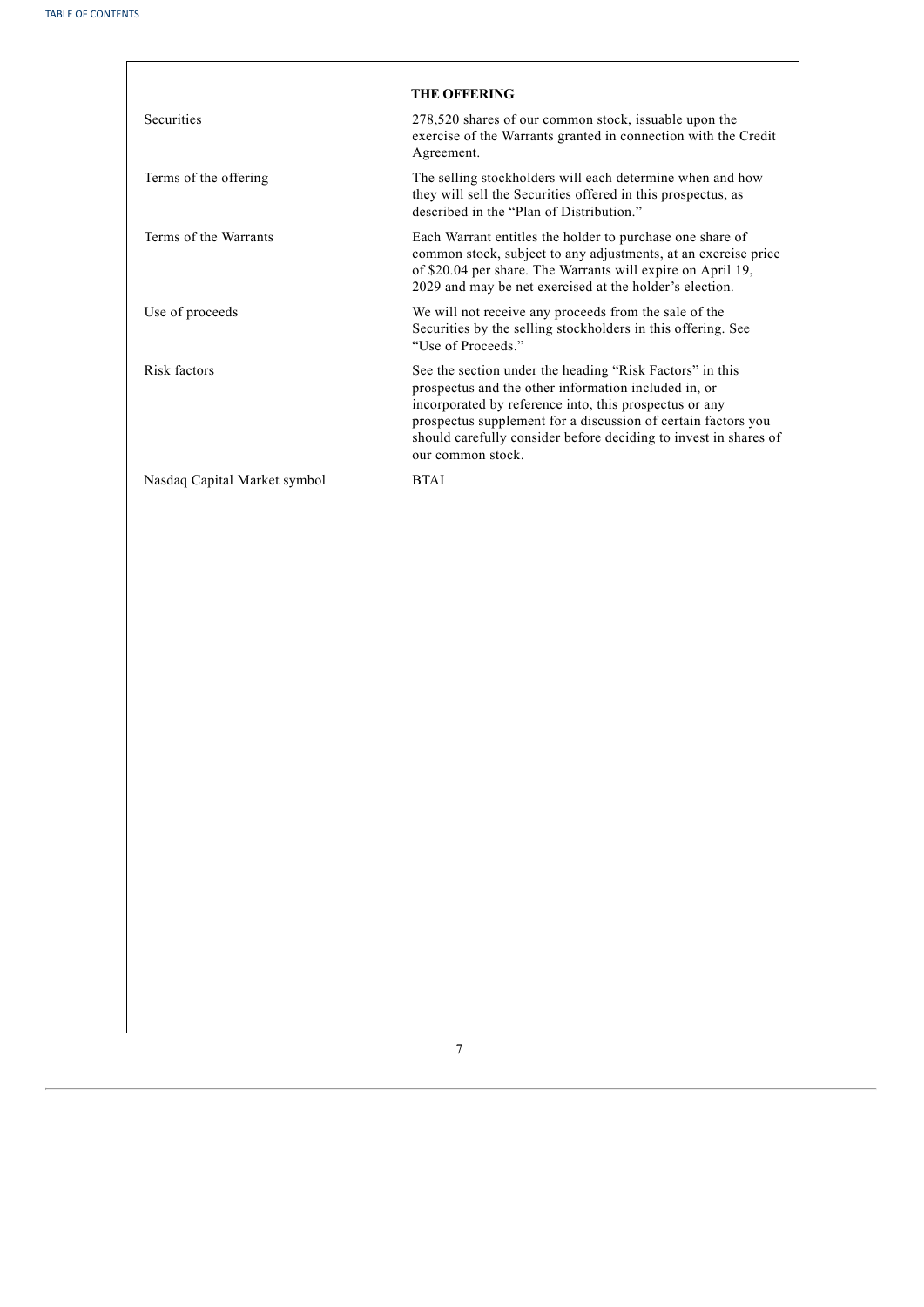## THE OFFERING

| | |
|---|---|
| Securities | 278,520 shares of our common stock, issuable upon the exercise of the Warrants granted in connection with the Credit Agreement. |
| Terms of the offering | The selling stockholders will each determine when and how they will sell the Securities offered in this prospectus, as described in the "Plan of Distribution." |
| Terms of the Warrants | Each Warrant entitles the holder to purchase one share of common stock, subject to any adjustments, at an exercise price of $20.04 per share. The Warrants will expire on April 19, 2029 and may be net exercised at the holder's election. |
| Use of proceeds | We will not receive any proceeds from the sale of the Securities by the selling stockholders in this offering. See "Use of Proceeds." |
| Risk factors | See the section under the heading "Risk Factors" in this prospectus and the other information included in, or incorporated by reference into, this prospectus or any prospectus supplement for a discussion of certain factors you should carefully consider before deciding to invest in shares of our common stock. |
| Nasdaq Capital Market symbol | BTAI |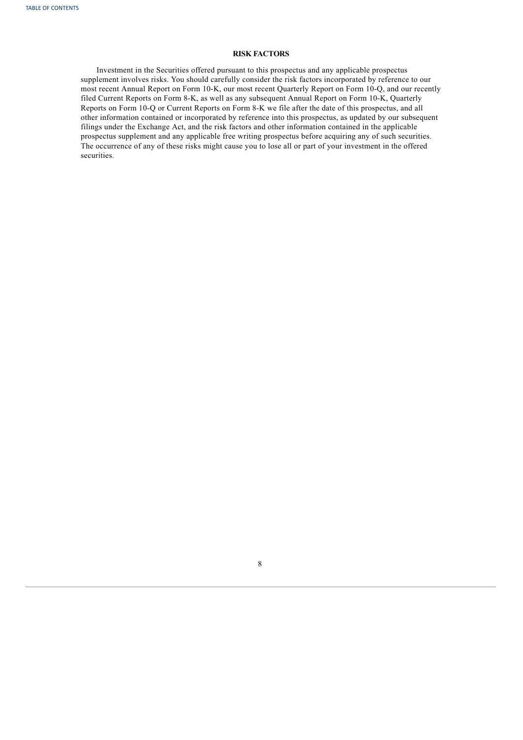## RISK FACTORS

Investment in the Securities offered pursuant to this prospectus and any applicable prospectus supplement involves risks. You should carefully consider the risk factors incorporated by reference to our most recent Annual Report on Form 10-K, our most recent Quarterly Report on Form 10-Q, and our recently filed Current Reports on Form 8-K, as well as any subsequent Annual Report on Form 10-K, Quarterly Reports on Form 10-Q or Current Reports on Form 8-K we file after the date of this prospectus, and all other information contained or incorporated by reference into this prospectus, as updated by our subsequent filings under the Exchange Act, and the risk factors and other information contained in the applicable prospectus supplement and any applicable free writing prospectus before acquiring any of such securities. The occurrence of any of these risks might cause you to lose all or part of your investment in the offered securities.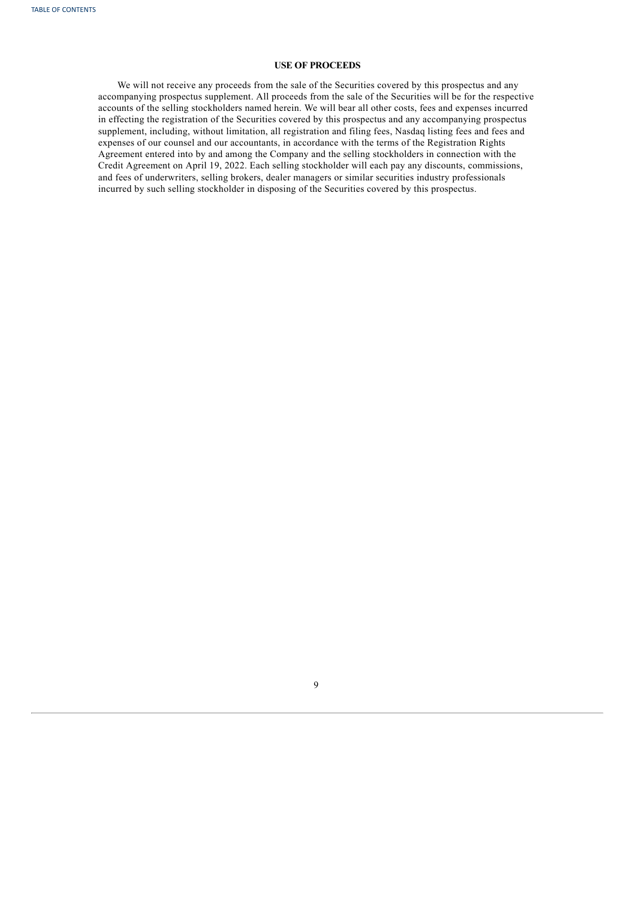## USE OF PROCEEDS

We will not receive any proceeds from the sale of the Securities covered by this prospectus and any accompanying prospectus supplement. All proceeds from the sale of the Securities will be for the respective accounts of the selling stockholders named herein. We will bear all other costs, fees and expenses incurred in effecting the registration of the Securities covered by this prospectus and any accompanying prospectus supplement, including, without limitation, all registration and filing fees, Nasdaq listing fees and fees and expenses of our counsel and our accountants, in accordance with the terms of the Registration Rights Agreement entered into by and among the Company and the selling stockholders in connection with the Credit Agreement on April 19, 2022. Each selling stockholder will each pay any discounts, commissions, and fees of underwriters, selling brokers, dealer managers or similar securities industry professionals incurred by such selling stockholder in disposing of the Securities covered by this prospectus.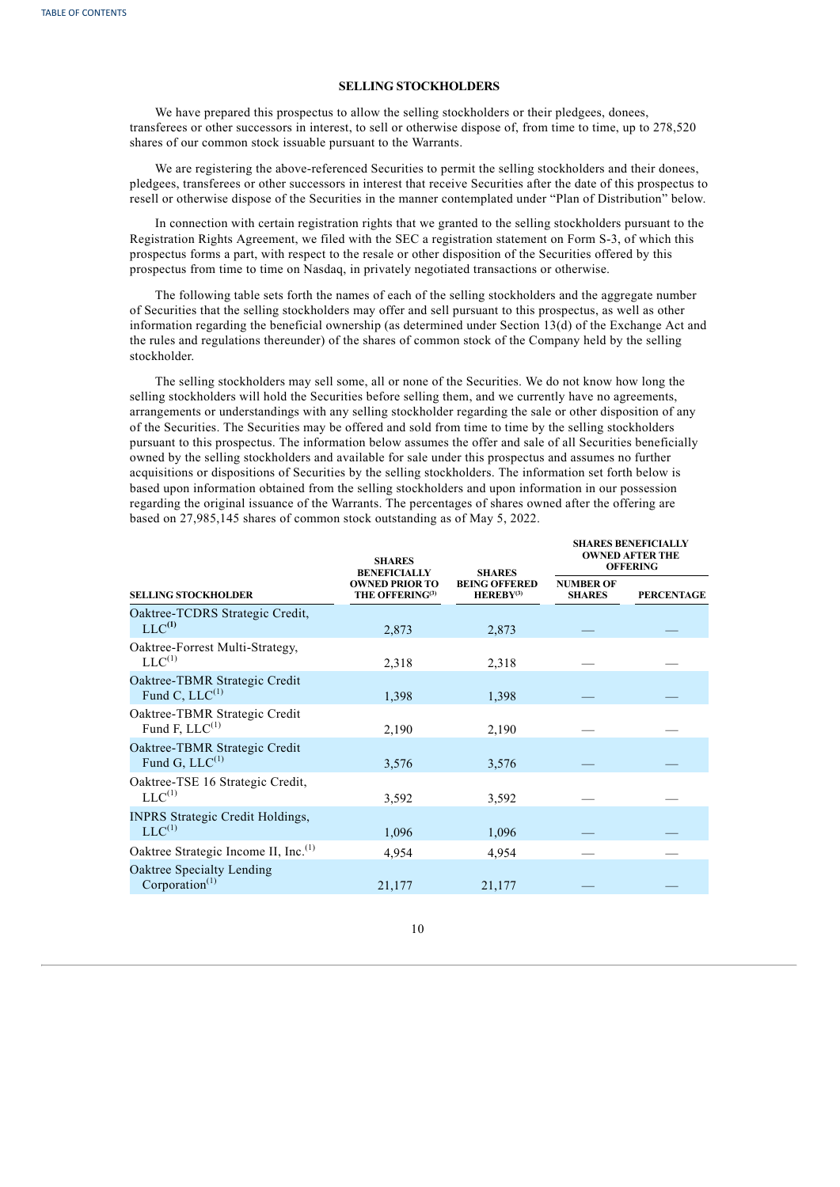## SELLING STOCKHOLDERS

We have prepared this prospectus to allow the selling stockholders or their pledgees, donees, transferees or other successors in interest, to sell or otherwise dispose of, from time to time, up to 278,520 shares of our common stock issuable pursuant to the Warrants.

We are registering the above-referenced Securities to permit the selling stockholders and their donees, pledgees, transferees or other successors in interest that receive Securities after the date of this prospectus to resell or otherwise dispose of the Securities in the manner contemplated under "Plan of Distribution" below.

In connection with certain registration rights that we granted to the selling stockholders pursuant to the Registration Rights Agreement, we filed with the SEC a registration statement on Form S-3, of which this prospectus forms a part, with respect to the resale or other disposition of the Securities offered by this prospectus from time to time on Nasdaq, in privately negotiated transactions or otherwise.

The following table sets forth the names of each of the selling stockholders and the aggregate number of Securities that the selling stockholders may offer and sell pursuant to this prospectus, as well as other information regarding the beneficial ownership (as determined under Section 13(d) of the Exchange Act and the rules and regulations thereunder) of the shares of common stock of the Company held by the selling stockholder.

The selling stockholders may sell some, all or none of the Securities. We do not know how long the selling stockholders will hold the Securities before selling them, and we currently have no agreements, arrangements or understandings with any selling stockholder regarding the sale or other disposition of any of the Securities. The Securities may be offered and sold from time to time by the selling stockholders pursuant to this prospectus. The information below assumes the offer and sale of all Securities beneficially owned by the selling stockholders and available for sale under this prospectus and assumes no further acquisitions or dispositions of Securities by the selling stockholders. The information set forth below is based upon information obtained from the selling stockholders and upon information in our possession regarding the original issuance of the Warrants. The percentages of shares owned after the offering are based on 27,985,145 shares of common stock outstanding as of May 5, 2022.

| SELLING STOCKHOLDER | SHARES BENEFICIALLY OWNED PRIOR TO THE OFFERING[3] | SHARES BEING OFFERED HEREBY[3] | SHARES BENEFICIALLY OWNED AFTER THE OFFERING | |
|---|---|---|---|---|
| | | | NUMBER OF SHARES | PERCENTAGE |
| Oaktree-TCDRS Strategic Credit, LLC[1] | 2,873 | 2,873 | — | — |
| Oaktree-Forrest Multi-Strategy, LLC[1] | 2,318 | 2,318 | — | — |
| Oaktree-TBMR Strategic Credit Fund C, LLC[1] | 1,398 | 1,398 | — | — |
| Oaktree-TBMR Strategic Credit Fund F, LLC[1] | 2,190 | 2,190 | — | — |
| Oaktree-TBMR Strategic Credit Fund G, LLC[1] | 3,576 | 3,576 | — | — |
| Oaktree-TSE 16 Strategic Credit, LLC[1] | 3,592 | 3,592 | — | — |
| INPRS Strategic Credit Holdings, LLC[1] | 1,096 | 1,096 | — | — |
| Oaktree Strategic Income II, Inc.[1] | 4,954 | 4,954 | — | — |
| Oaktree Specialty Lending Corporation[1] | 21,177 | 21,177 | — | — |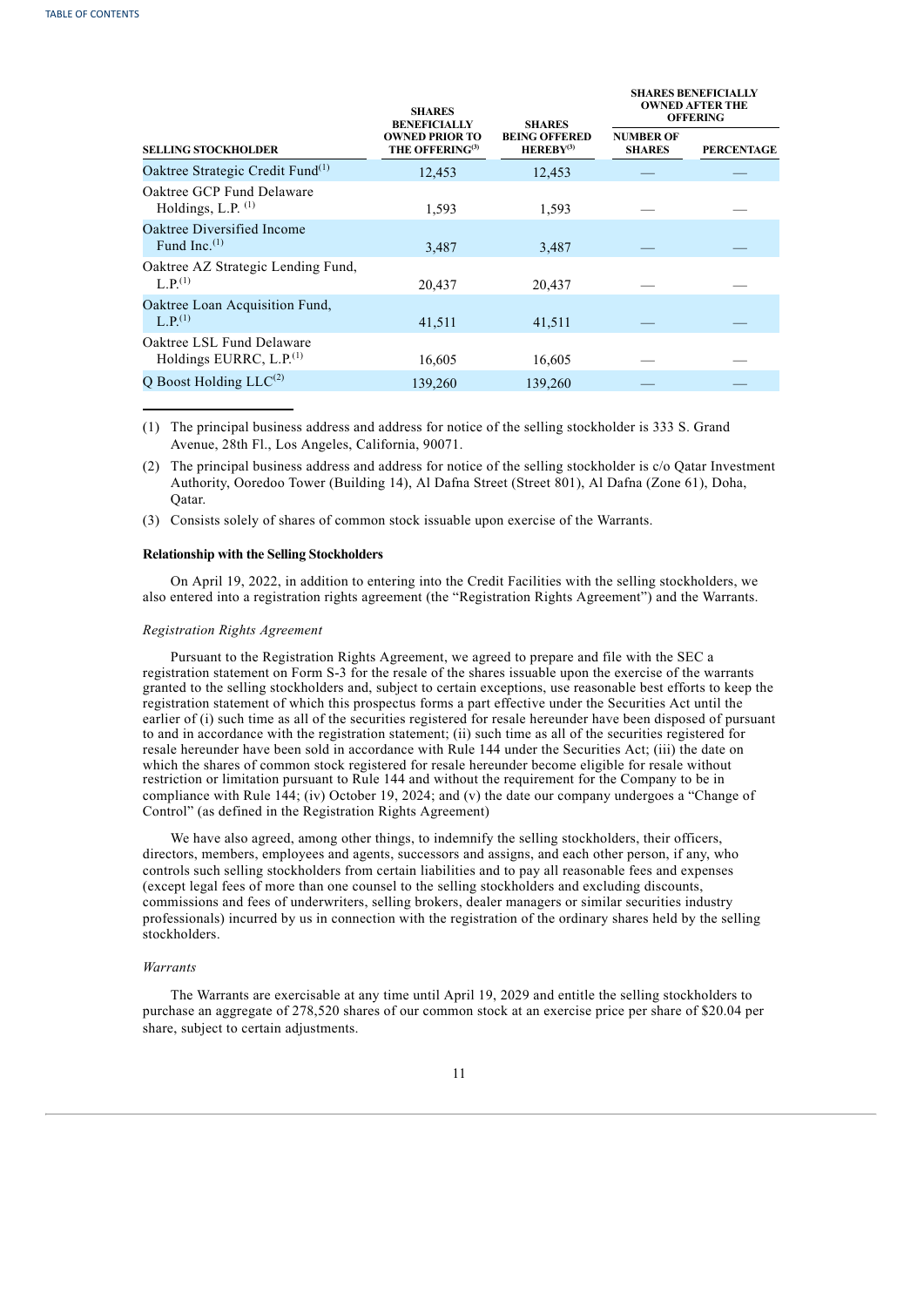| SELLING STOCKHOLDER | SHARES BENEFICIALLY OWNED PRIOR TO THE OFFERING[3] | SHARES BEING OFFERED HEREBY[3] | SHARES BENEFICIALLY OWNED AFTER THE OFFERING | |
|---|---|---|---|---|
| | | | NUMBER OF SHARES | PERCENTAGE |
| Oaktree Strategic Credit Fund[1] | 12,453 | 12,453 | — | — |
| Oaktree GCP Fund Delaware Holdings, L.P. [1] | 1,593 | 1,593 | — | — |
| Oaktree Diversified Income Fund Inc.[1] | 3,487 | 3,487 | — | — |
| Oaktree AZ Strategic Lending Fund, L.P.[1] | 20,437 | 20,437 | — | — |
| Oaktree Loan Acquisition Fund, L.P.[1] | 41,511 | 41,511 | — | — |
| Oaktree LSL Fund Delaware Holdings EURRC, L.P.[1] | 16,605 | 16,605 | — | — |
| Q Boost Holding LLC[2] | 139,260 | 139,260 | — | — |

(1) The principal business address and address for notice of the selling stockholder is 333 S. Grand Avenue, 28th Fl., Los Angeles, California, 90071.

(2) The principal business address and address for notice of the selling stockholder is c/o Qatar Investment Authority, Ooredoo Tower (Building 14), Al Dafna Street (Street 801), Al Dafna (Zone 61), Doha, Qatar.

(3) Consists solely of shares of common stock issuable upon exercise of the Warrants.

**Relationship with the Selling Stockholders**

On April 19, 2022, in addition to entering into the Credit Facilities with the selling stockholders, we also entered into a registration rights agreement (the "Registration Rights Agreement") and the Warrants.

*Registration Rights Agreement*

Pursuant to the Registration Rights Agreement, we agreed to prepare and file with the SEC a registration statement on Form S-3 for the resale of the shares issuable upon the exercise of the warrants granted to the selling stockholders and, subject to certain exceptions, use reasonable best efforts to keep the registration statement of which this prospectus forms a part effective under the Securities Act until the earlier of (i) such time as all of the securities registered for resale hereunder have been disposed of pursuant to and in accordance with the registration statement; (ii) such time as all of the securities registered for resale hereunder have been sold in accordance with Rule 144 under the Securities Act; (iii) the date on which the shares of common stock registered for resale hereunder become eligible for resale without restriction or limitation pursuant to Rule 144 and without the requirement for the Company to be in compliance with Rule 144; (iv) October 19, 2024; and (v) the date our company undergoes a "Change of Control" (as defined in the Registration Rights Agreement)

We have also agreed, among other things, to indemnify the selling stockholders, their officers, directors, members, employees and agents, successors and assigns, and each other person, if any, who controls such selling stockholders from certain liabilities and to pay all reasonable fees and expenses (except legal fees of more than one counsel to the selling stockholders and excluding discounts, commissions and fees of underwriters, selling brokers, dealer managers or similar securities industry professionals) incurred by us in connection with the registration of the ordinary shares held by the selling stockholders.

*Warrants*

The Warrants are exercisable at any time until April 19, 2029 and entitle the selling stockholders to purchase an aggregate of 278,520 shares of our common stock at an exercise price per share of $20.04 per share, subject to certain adjustments.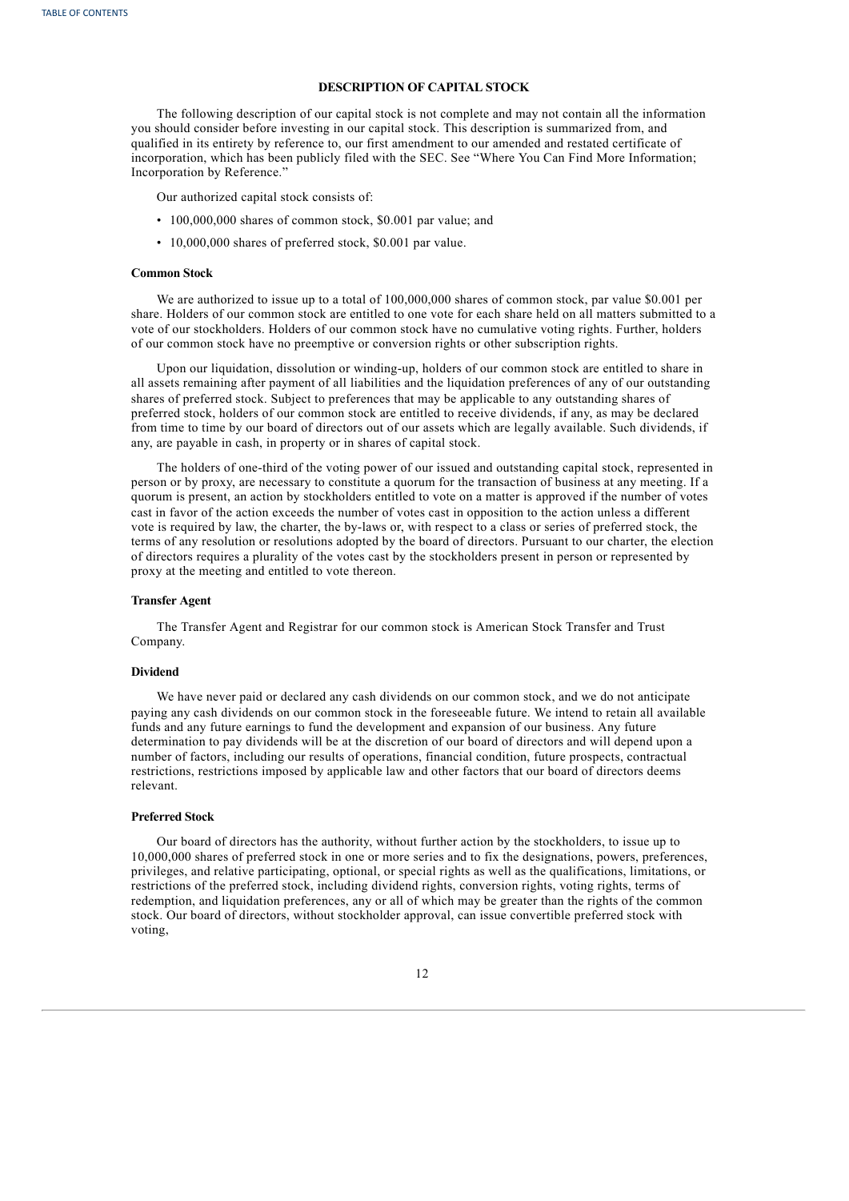## DESCRIPTION OF CAPITAL STOCK

The following description of our capital stock is not complete and may not contain all the information you should consider before investing in our capital stock. This description is summarized from, and qualified in its entirety by reference to, our first amendment to our amended and restated certificate of incorporation, which has been publicly filed with the SEC. See "Where You Can Find More Information; Incorporation by Reference."

Our authorized capital stock consists of:

- 100,000,000 shares of common stock, $0.001 par value; and
- 10,000,000 shares of preferred stock, $0.001 par value.

### Common Stock

We are authorized to issue up to a total of 100,000,000 shares of common stock, par value $0.001 per share. Holders of our common stock are entitled to one vote for each share held on all matters submitted to a vote of our stockholders. Holders of our common stock have no cumulative voting rights. Further, holders of our common stock have no preemptive or conversion rights or other subscription rights.

Upon our liquidation, dissolution or winding-up, holders of our common stock are entitled to share in all assets remaining after payment of all liabilities and the liquidation preferences of any of our outstanding shares of preferred stock. Subject to preferences that may be applicable to any outstanding shares of preferred stock, holders of our common stock are entitled to receive dividends, if any, as may be declared from time to time by our board of directors out of our assets which are legally available. Such dividends, if any, are payable in cash, in property or in shares of capital stock.

The holders of one-third of the voting power of our issued and outstanding capital stock, represented in person or by proxy, are necessary to constitute a quorum for the transaction of business at any meeting. If a quorum is present, an action by stockholders entitled to vote on a matter is approved if the number of votes cast in favor of the action exceeds the number of votes cast in opposition to the action unless a different vote is required by law, the charter, the by-laws or, with respect to a class or series of preferred stock, the terms of any resolution or resolutions adopted by the board of directors. Pursuant to our charter, the election of directors requires a plurality of the votes cast by the stockholders present in person or represented by proxy at the meeting and entitled to vote thereon.

### Transfer Agent

The Transfer Agent and Registrar for our common stock is American Stock Transfer and Trust Company.

### Dividend

We have never paid or declared any cash dividends on our common stock, and we do not anticipate paying any cash dividends on our common stock in the foreseeable future. We intend to retain all available funds and any future earnings to fund the development and expansion of our business. Any future determination to pay dividends will be at the discretion of our board of directors and will depend upon a number of factors, including our results of operations, financial condition, future prospects, contractual restrictions, restrictions imposed by applicable law and other factors that our board of directors deems relevant.

### Preferred Stock

Our board of directors has the authority, without further action by the stockholders, to issue up to 10,000,000 shares of preferred stock in one or more series and to fix the designations, powers, preferences, privileges, and relative participating, optional, or special rights as well as the qualifications, limitations, or restrictions of the preferred stock, including dividend rights, conversion rights, voting rights, terms of redemption, and liquidation preferences, any or all of which may be greater than the rights of the common stock. Our board of directors, without stockholder approval, can issue convertible preferred stock with voting,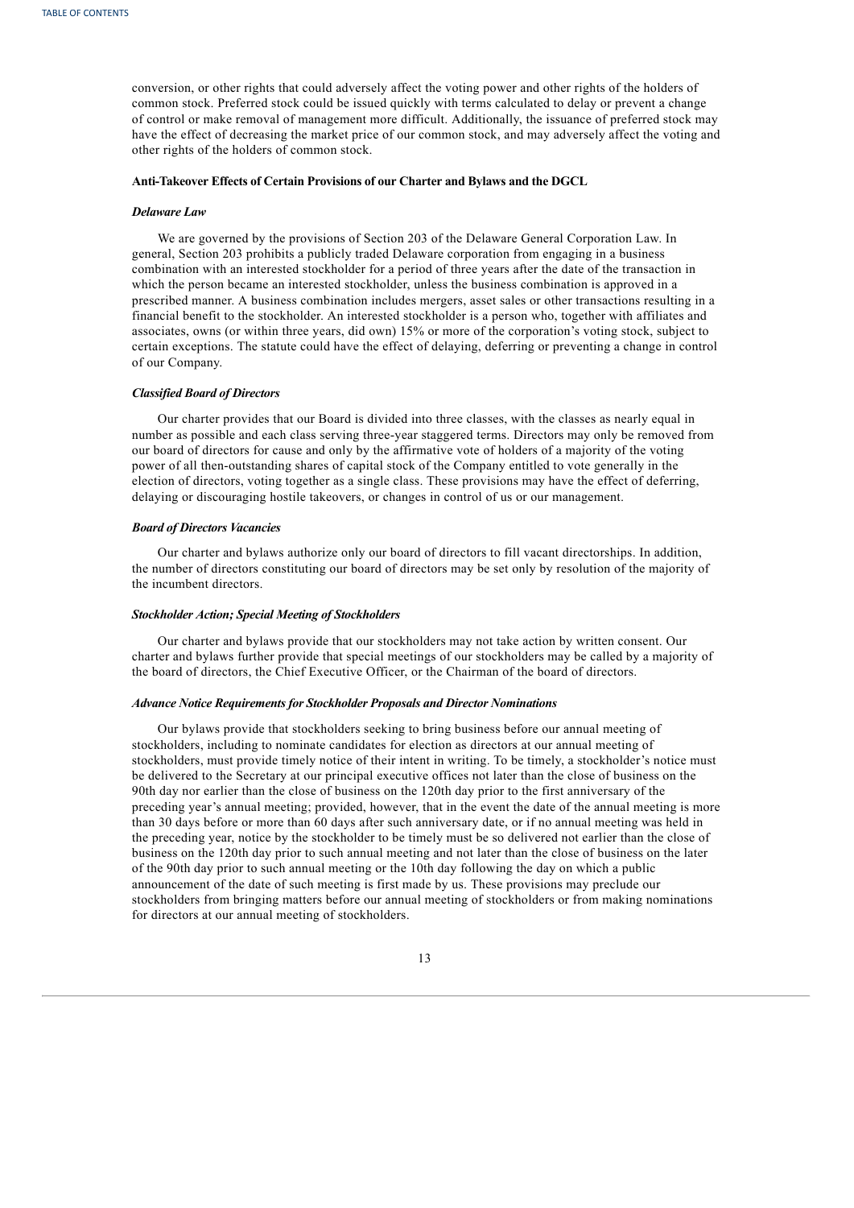conversion, or other rights that could adversely affect the voting power and other rights of the holders of common stock. Preferred stock could be issued quickly with terms calculated to delay or prevent a change of control or make removal of management more difficult. Additionally, the issuance of preferred stock may have the effect of decreasing the market price of our common stock, and may adversely affect the voting and other rights of the holders of common stock.

**Anti-Takeover Effects of Certain Provisions of our Charter and Bylaws and the DGCL**

***Delaware Law***

We are governed by the provisions of Section 203 of the Delaware General Corporation Law. In general, Section 203 prohibits a publicly traded Delaware corporation from engaging in a business combination with an interested stockholder for a period of three years after the date of the transaction in which the person became an interested stockholder, unless the business combination is approved in a prescribed manner. A business combination includes mergers, asset sales or other transactions resulting in a financial benefit to the stockholder. An interested stockholder is a person who, together with affiliates and associates, owns (or within three years, did own) 15% or more of the corporation's voting stock, subject to certain exceptions. The statute could have the effect of delaying, deferring or preventing a change in control of our Company.

***Classified Board of Directors***

Our charter provides that our Board is divided into three classes, with the classes as nearly equal in number as possible and each class serving three-year staggered terms. Directors may only be removed from our board of directors for cause and only by the affirmative vote of holders of a majority of the voting power of all then-outstanding shares of capital stock of the Company entitled to vote generally in the election of directors, voting together as a single class. These provisions may have the effect of deferring, delaying or discouraging hostile takeovers, or changes in control of us or our management.

***Board of Directors Vacancies***

Our charter and bylaws authorize only our board of directors to fill vacant directorships. In addition, the number of directors constituting our board of directors may be set only by resolution of the majority of the incumbent directors.

***Stockholder Action; Special Meeting of Stockholders***

Our charter and bylaws provide that our stockholders may not take action by written consent. Our charter and bylaws further provide that special meetings of our stockholders may be called by a majority of the board of directors, the Chief Executive Officer, or the Chairman of the board of directors.

***Advance Notice Requirements for Stockholder Proposals and Director Nominations***

Our bylaws provide that stockholders seeking to bring business before our annual meeting of stockholders, including to nominate candidates for election as directors at our annual meeting of stockholders, must provide timely notice of their intent in writing. To be timely, a stockholder's notice must be delivered to the Secretary at our principal executive offices not later than the close of business on the 90th day nor earlier than the close of business on the 120th day prior to the first anniversary of the preceding year's annual meeting; provided, however, that in the event the date of the annual meeting is more than 30 days before or more than 60 days after such anniversary date, or if no annual meeting was held in the preceding year, notice by the stockholder to be timely must be so delivered not earlier than the close of business on the 120th day prior to such annual meeting and not later than the close of business on the later of the 90th day prior to such annual meeting or the 10th day following the day on which a public announcement of the date of such meeting is first made by us. These provisions may preclude our stockholders from bringing matters before our annual meeting of stockholders or from making nominations for directors at our annual meeting of stockholders.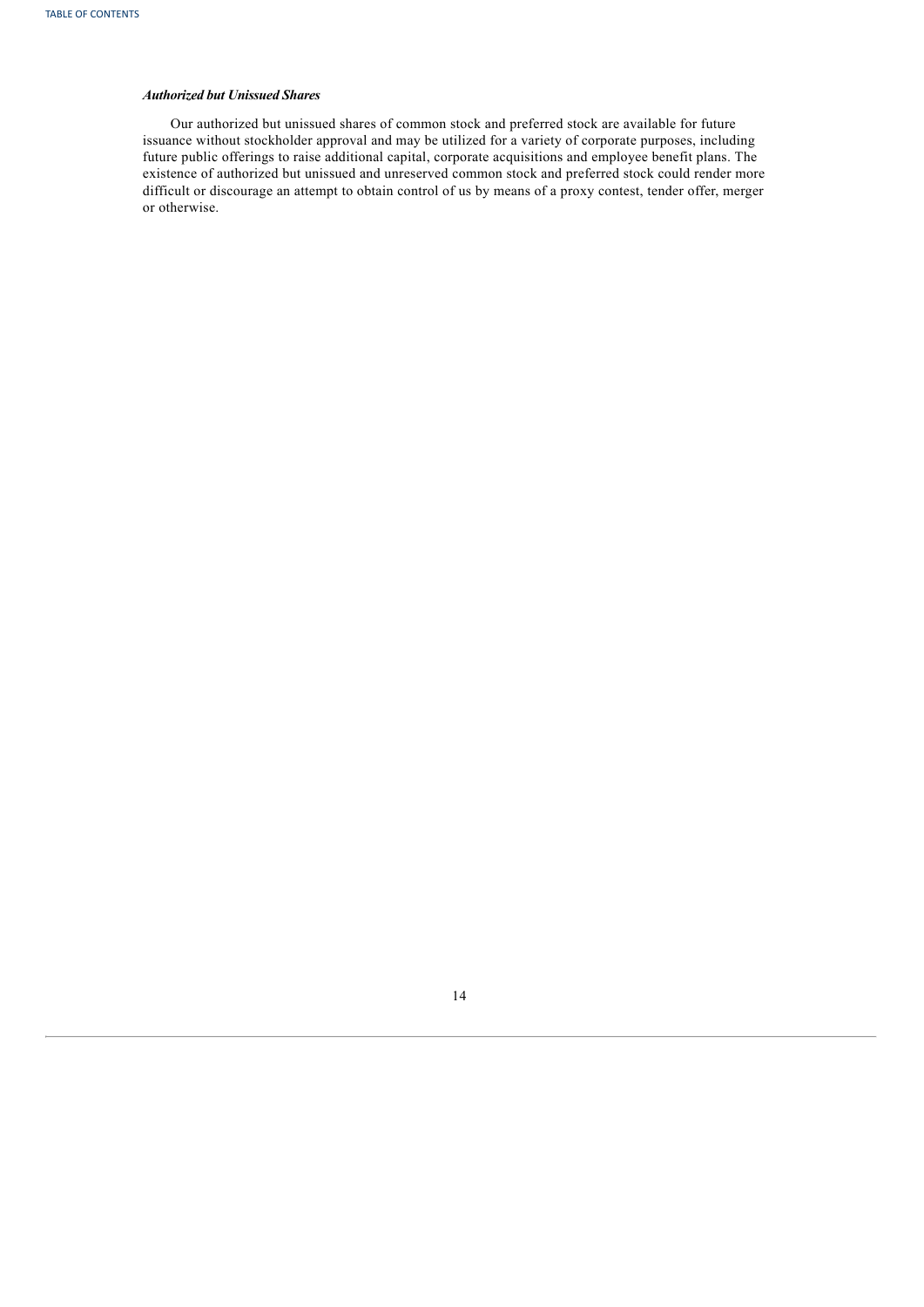***Authorized but Unissued Shares***

Our authorized but unissued shares of common stock and preferred stock are available for future issuance without stockholder approval and may be utilized for a variety of corporate purposes, including future public offerings to raise additional capital, corporate acquisitions and employee benefit plans. The existence of authorized but unissued and unreserved common stock and preferred stock could render more difficult or discourage an attempt to obtain control of us by means of a proxy contest, tender offer, merger or otherwise.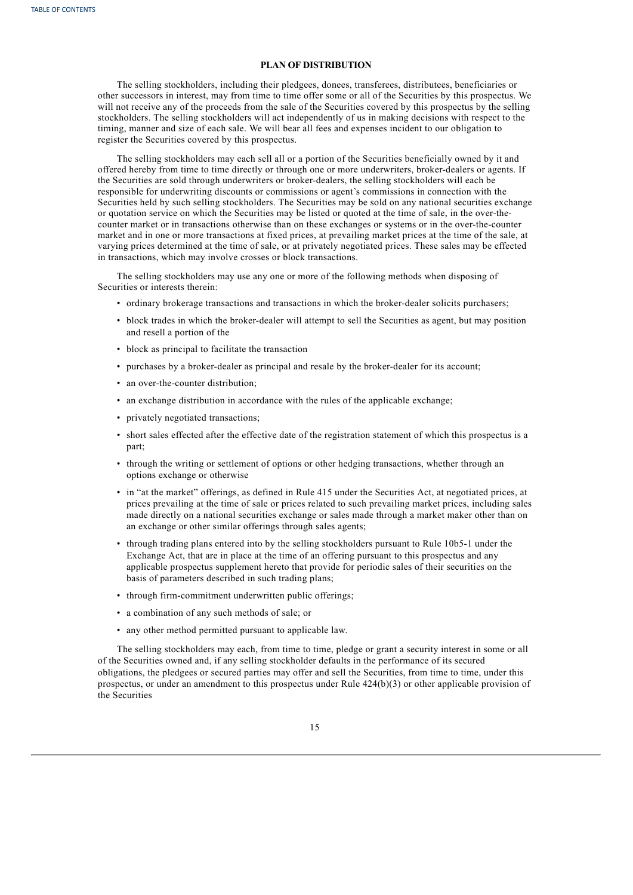## PLAN OF DISTRIBUTION

The selling stockholders, including their pledgees, donees, transferees, distributees, beneficiaries or other successors in interest, may from time to time offer some or all of the Securities by this prospectus. We will not receive any of the proceeds from the sale of the Securities covered by this prospectus by the selling stockholders. The selling stockholders will act independently of us in making decisions with respect to the timing, manner and size of each sale. We will bear all fees and expenses incident to our obligation to register the Securities covered by this prospectus.

The selling stockholders may each sell all or a portion of the Securities beneficially owned by it and offered hereby from time to time directly or through one or more underwriters, broker-dealers or agents. If the Securities are sold through underwriters or broker-dealers, the selling stockholders will each be responsible for underwriting discounts or commissions or agent's commissions in connection with the Securities held by such selling stockholders. The Securities may be sold on any national securities exchange or quotation service on which the Securities may be listed or quoted at the time of sale, in the over-the-counter market or in transactions otherwise than on these exchanges or systems or in the over-the-counter market and in one or more transactions at fixed prices, at prevailing market prices at the time of the sale, at varying prices determined at the time of sale, or at privately negotiated prices. These sales may be effected in transactions, which may involve crosses or block transactions.

The selling stockholders may use any one or more of the following methods when disposing of Securities or interests therein:

- ordinary brokerage transactions and transactions in which the broker-dealer solicits purchasers;
- block trades in which the broker-dealer will attempt to sell the Securities as agent, but may position and resell a portion of the
- block as principal to facilitate the transaction
- purchases by a broker-dealer as principal and resale by the broker-dealer for its account;
- an over-the-counter distribution;
- an exchange distribution in accordance with the rules of the applicable exchange;
- privately negotiated transactions;
- short sales effected after the effective date of the registration statement of which this prospectus is a part;
- through the writing or settlement of options or other hedging transactions, whether through an options exchange or otherwise
- in "at the market" offerings, as defined in Rule 415 under the Securities Act, at negotiated prices, at prices prevailing at the time of sale or prices related to such prevailing market prices, including sales made directly on a national securities exchange or sales made through a market maker other than on an exchange or other similar offerings through sales agents;
- through trading plans entered into by the selling stockholders pursuant to Rule 10b5-1 under the Exchange Act, that are in place at the time of an offering pursuant to this prospectus and any applicable prospectus supplement hereto that provide for periodic sales of their securities on the basis of parameters described in such trading plans;
- through firm-commitment underwritten public offerings;
- a combination of any such methods of sale; or
- any other method permitted pursuant to applicable law.

The selling stockholders may each, from time to time, pledge or grant a security interest in some or all of the Securities owned and, if any selling stockholder defaults in the performance of its secured obligations, the pledgees or secured parties may offer and sell the Securities, from time to time, under this prospectus, or under an amendment to this prospectus under Rule 424(b)(3) or other applicable provision of the Securities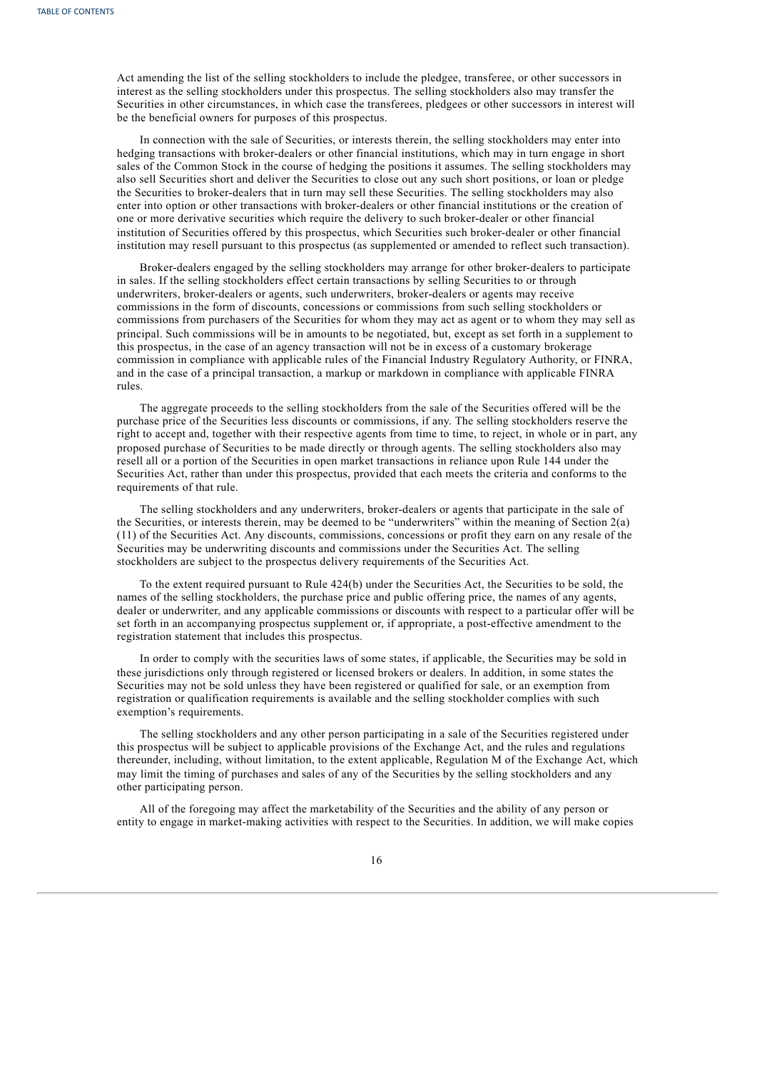Act amending the list of the selling stockholders to include the pledgee, transferee, or other successors in interest as the selling stockholders under this prospectus. The selling stockholders also may transfer the Securities in other circumstances, in which case the transferees, pledgees or other successors in interest will be the beneficial owners for purposes of this prospectus.

In connection with the sale of Securities, or interests therein, the selling stockholders may enter into hedging transactions with broker-dealers or other financial institutions, which may in turn engage in short sales of the Common Stock in the course of hedging the positions it assumes. The selling stockholders may also sell Securities short and deliver the Securities to close out any such short positions, or loan or pledge the Securities to broker-dealers that in turn may sell these Securities. The selling stockholders may also enter into option or other transactions with broker-dealers or other financial institutions or the creation of one or more derivative securities which require the delivery to such broker-dealer or other financial institution of Securities offered by this prospectus, which Securities such broker-dealer or other financial institution may resell pursuant to this prospectus (as supplemented or amended to reflect such transaction).

Broker-dealers engaged by the selling stockholders may arrange for other broker-dealers to participate in sales. If the selling stockholders effect certain transactions by selling Securities to or through underwriters, broker-dealers or agents, such underwriters, broker-dealers or agents may receive commissions in the form of discounts, concessions or commissions from such selling stockholders or commissions from purchasers of the Securities for whom they may act as agent or to whom they may sell as principal. Such commissions will be in amounts to be negotiated, but, except as set forth in a supplement to this prospectus, in the case of an agency transaction will not be in excess of a customary brokerage commission in compliance with applicable rules of the Financial Industry Regulatory Authority, or FINRA, and in the case of a principal transaction, a markup or markdown in compliance with applicable FINRA rules.

The aggregate proceeds to the selling stockholders from the sale of the Securities offered will be the purchase price of the Securities less discounts or commissions, if any. The selling stockholders reserve the right to accept and, together with their respective agents from time to time, to reject, in whole or in part, any proposed purchase of Securities to be made directly or through agents. The selling stockholders also may resell all or a portion of the Securities in open market transactions in reliance upon Rule 144 under the Securities Act, rather than under this prospectus, provided that each meets the criteria and conforms to the requirements of that rule.

The selling stockholders and any underwriters, broker-dealers or agents that participate in the sale of the Securities, or interests therein, may be deemed to be "underwriters" within the meaning of Section 2(a)(11) of the Securities Act. Any discounts, commissions, concessions or profit they earn on any resale of the Securities may be underwriting discounts and commissions under the Securities Act. The selling stockholders are subject to the prospectus delivery requirements of the Securities Act.

To the extent required pursuant to Rule 424(b) under the Securities Act, the Securities to be sold, the names of the selling stockholders, the purchase price and public offering price, the names of any agents, dealer or underwriter, and any applicable commissions or discounts with respect to a particular offer will be set forth in an accompanying prospectus supplement or, if appropriate, a post-effective amendment to the registration statement that includes this prospectus.

In order to comply with the securities laws of some states, if applicable, the Securities may be sold in these jurisdictions only through registered or licensed brokers or dealers. In addition, in some states the Securities may not be sold unless they have been registered or qualified for sale, or an exemption from registration or qualification requirements is available and the selling stockholder complies with such exemption's requirements.

The selling stockholders and any other person participating in a sale of the Securities registered under this prospectus will be subject to applicable provisions of the Exchange Act, and the rules and regulations thereunder, including, without limitation, to the extent applicable, Regulation M of the Exchange Act, which may limit the timing of purchases and sales of any of the Securities by the selling stockholders and any other participating person.

All of the foregoing may affect the marketability of the Securities and the ability of any person or entity to engage in market-making activities with respect to the Securities. In addition, we will make copies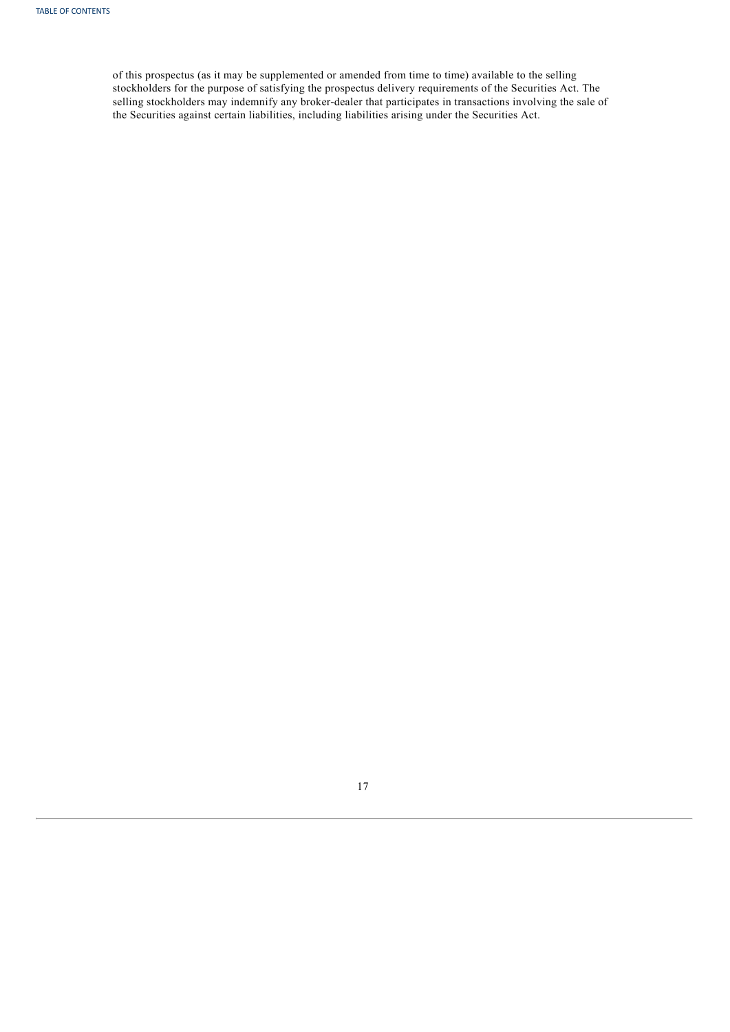of this prospectus (as it may be supplemented or amended from time to time) available to the selling stockholders for the purpose of satisfying the prospectus delivery requirements of the Securities Act. The selling stockholders may indemnify any broker-dealer that participates in transactions involving the sale of the Securities against certain liabilities, including liabilities arising under the Securities Act.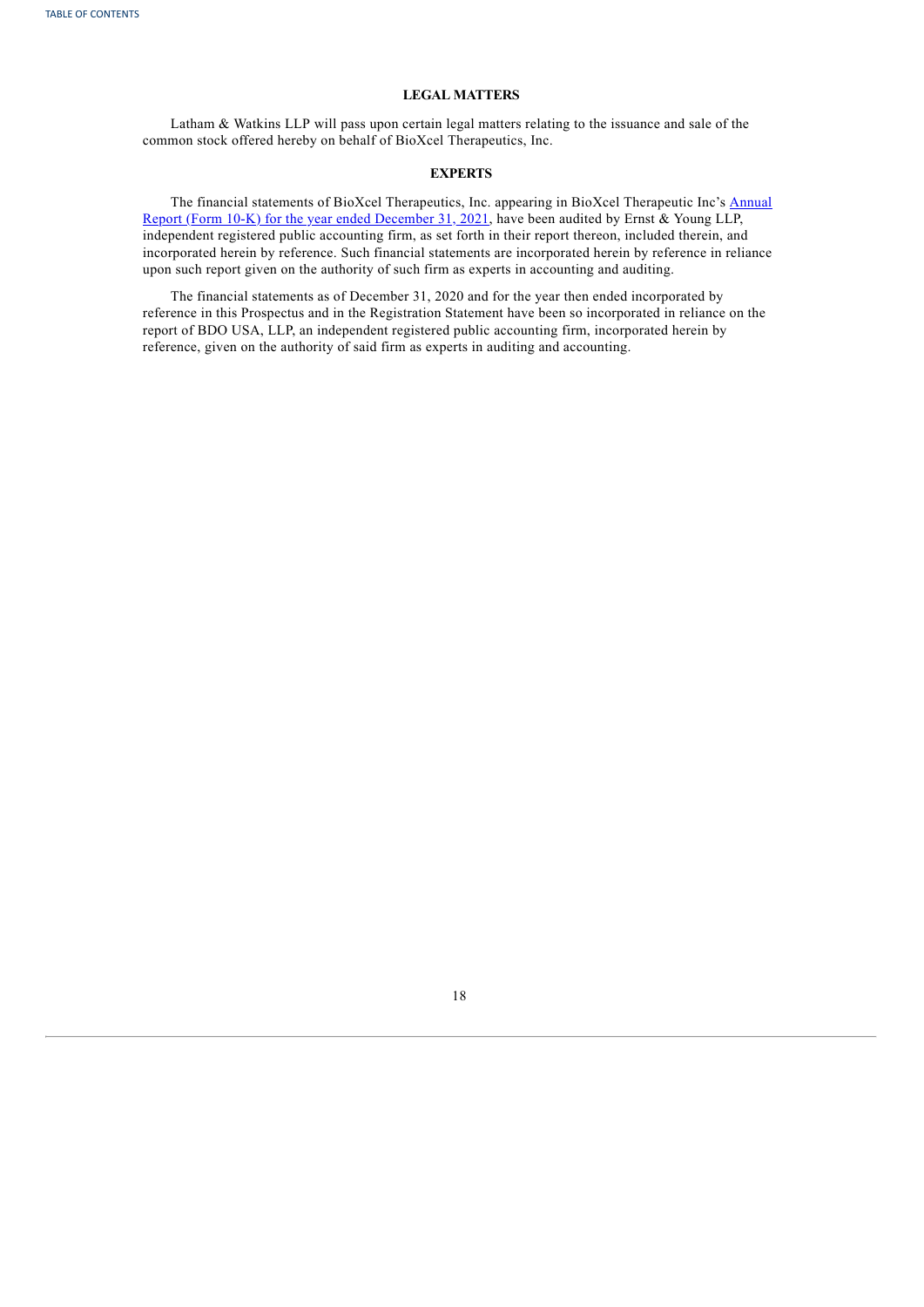## LEGAL MATTERS

Latham & Watkins LLP will pass upon certain legal matters relating to the issuance and sale of the common stock offered hereby on behalf of BioXcel Therapeutics, Inc.

## EXPERTS

The financial statements of BioXcel Therapeutics, Inc. appearing in BioXcel Therapeutic Inc's Annual Report (Form 10-K) for the year ended December 31, 2021, have been audited by Ernst & Young LLP, independent registered public accounting firm, as set forth in their report thereon, included therein, and incorporated herein by reference. Such financial statements are incorporated herein by reference in reliance upon such report given on the authority of such firm as experts in accounting and auditing.

The financial statements as of December 31, 2020 and for the year then ended incorporated by reference in this Prospectus and in the Registration Statement have been so incorporated in reliance on the report of BDO USA, LLP, an independent registered public accounting firm, incorporated herein by reference, given on the authority of said firm as experts in auditing and accounting.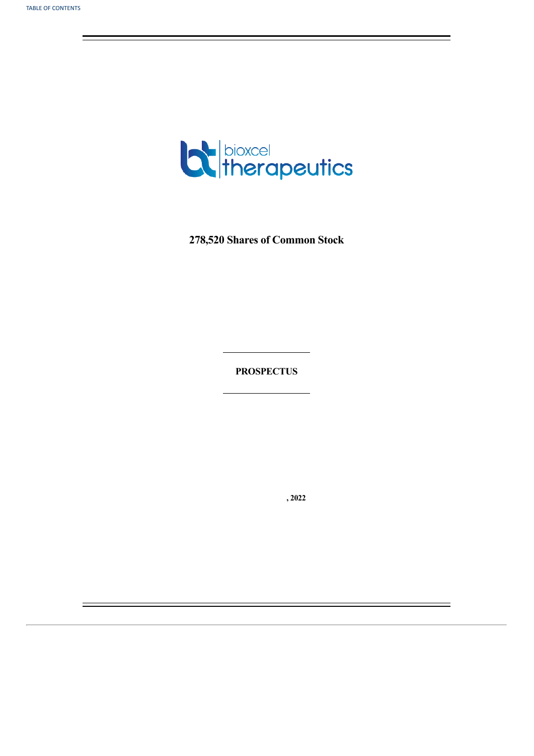**278,520 Shares of Common Stock**

---

**PROSPECTUS**

---

**, 2022**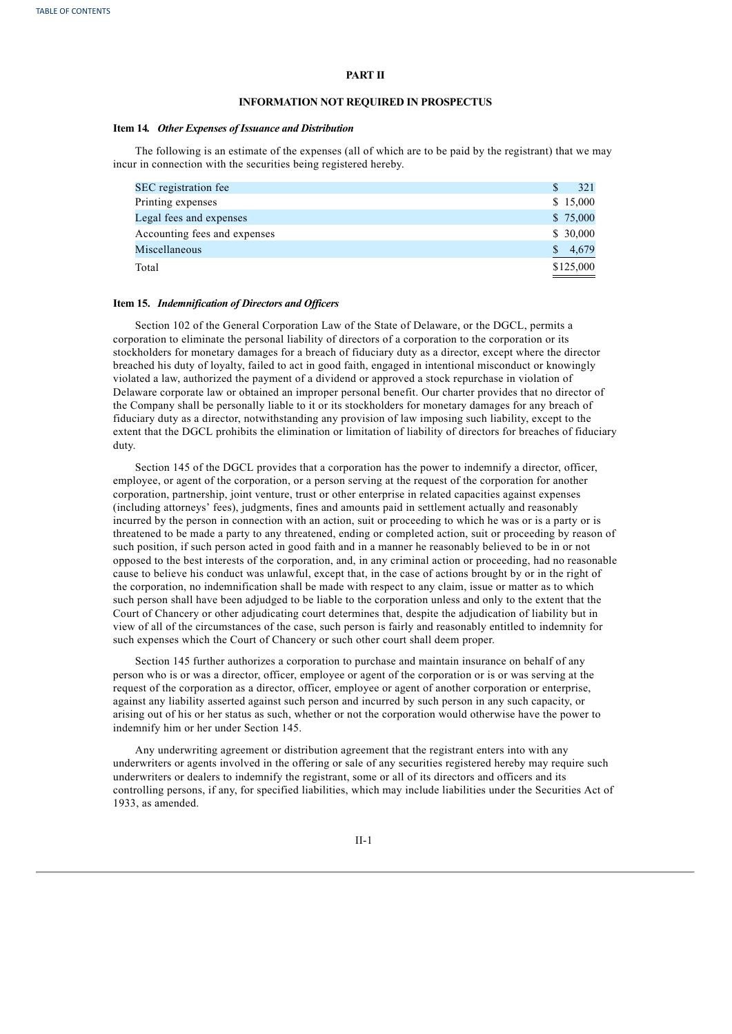# PART II

## INFORMATION NOT REQUIRED IN PROSPECTUS

### Item 14. *Other Expenses of Issuance and Distribution*

The following is an estimate of the expenses (all of which are to be paid by the registrant) that we may incur in connection with the securities being registered hereby.

| | |
|---|---|
| SEC registration fee | $ 321 |
| Printing expenses | $ 15,000 |
| Legal fees and expenses | $ 75,000 |
| Accounting fees and expenses | $ 30,000 |
| Miscellaneous | $ 4,679 |
| Total | $125,000 |

### Item 15. *Indemnification of Directors and Officers*

Section 102 of the General Corporation Law of the State of Delaware, or the DGCL, permits a corporation to eliminate the personal liability of directors of a corporation to the corporation or its stockholders for monetary damages for a breach of fiduciary duty as a director, except where the director breached his duty of loyalty, failed to act in good faith, engaged in intentional misconduct or knowingly violated a law, authorized the payment of a dividend or approved a stock repurchase in violation of Delaware corporate law or obtained an improper personal benefit. Our charter provides that no director of the Company shall be personally liable to it or its stockholders for monetary damages for any breach of fiduciary duty as a director, notwithstanding any provision of law imposing such liability, except to the extent that the DGCL prohibits the elimination or limitation of liability of directors for breaches of fiduciary duty.

Section 145 of the DGCL provides that a corporation has the power to indemnify a director, officer, employee, or agent of the corporation, or a person serving at the request of the corporation for another corporation, partnership, joint venture, trust or other enterprise in related capacities against expenses (including attorneys' fees), judgments, fines and amounts paid in settlement actually and reasonably incurred by the person in connection with an action, suit or proceeding to which he was or is a party or is threatened to be made a party to any threatened, ending or completed action, suit or proceeding by reason of such position, if such person acted in good faith and in a manner he reasonably believed to be in or not opposed to the best interests of the corporation, and, in any criminal action or proceeding, had no reasonable cause to believe his conduct was unlawful, except that, in the case of actions brought by or in the right of the corporation, no indemnification shall be made with respect to any claim, issue or matter as to which such person shall have been adjudged to be liable to the corporation unless and only to the extent that the Court of Chancery or other adjudicating court determines that, despite the adjudication of liability but in view of all of the circumstances of the case, such person is fairly and reasonably entitled to indemnity for such expenses which the Court of Chancery or such other court shall deem proper.

Section 145 further authorizes a corporation to purchase and maintain insurance on behalf of any person who is or was a director, officer, employee or agent of the corporation or is or was serving at the request of the corporation as a director, officer, employee or agent of another corporation or enterprise, against any liability asserted against such person and incurred by such person in any such capacity, or arising out of his or her status as such, whether or not the corporation would otherwise have the power to indemnify him or her under Section 145.

Any underwriting agreement or distribution agreement that the registrant enters into with any underwriters or agents involved in the offering or sale of any securities registered hereby may require such underwriters or dealers to indemnify the registrant, some or all of its directors and officers and its controlling persons, if any, for specified liabilities, which may include liabilities under the Securities Act of 1933, as amended.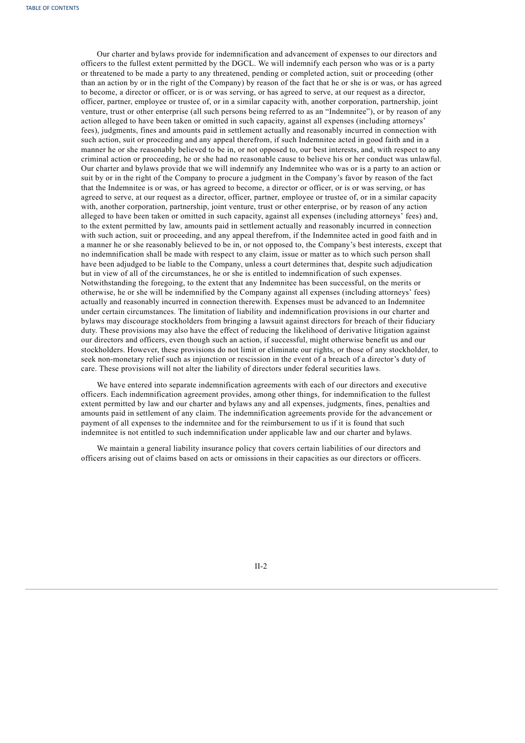Our charter and bylaws provide for indemnification and advancement of expenses to our directors and officers to the fullest extent permitted by the DGCL. We will indemnify each person who was or is a party or threatened to be made a party to any threatened, pending or completed action, suit or proceeding (other than an action by or in the right of the Company) by reason of the fact that he or she is or was, or has agreed to become, a director or officer, or is or was serving, or has agreed to serve, at our request as a director, officer, partner, employee or trustee of, or in a similar capacity with, another corporation, partnership, joint venture, trust or other enterprise (all such persons being referred to as an "Indemnitee"), or by reason of any action alleged to have been taken or omitted in such capacity, against all expenses (including attorneys' fees), judgments, fines and amounts paid in settlement actually and reasonably incurred in connection with such action, suit or proceeding and any appeal therefrom, if such Indemnitee acted in good faith and in a manner he or she reasonably believed to be in, or not opposed to, our best interests, and, with respect to any criminal action or proceeding, he or she had no reasonable cause to believe his or her conduct was unlawful. Our charter and bylaws provide that we will indemnify any Indemnitee who was or is a party to an action or suit by or in the right of the Company to procure a judgment in the Company's favor by reason of the fact that the Indemnitee is or was, or has agreed to become, a director or officer, or is or was serving, or has agreed to serve, at our request as a director, officer, partner, employee or trustee of, or in a similar capacity with, another corporation, partnership, joint venture, trust or other enterprise, or by reason of any action alleged to have been taken or omitted in such capacity, against all expenses (including attorneys' fees) and, to the extent permitted by law, amounts paid in settlement actually and reasonably incurred in connection with such action, suit or proceeding, and any appeal therefrom, if the Indemnitee acted in good faith and in a manner he or she reasonably believed to be in, or not opposed to, the Company's best interests, except that no indemnification shall be made with respect to any claim, issue or matter as to which such person shall have been adjudged to be liable to the Company, unless a court determines that, despite such adjudication but in view of all of the circumstances, he or she is entitled to indemnification of such expenses. Notwithstanding the foregoing, to the extent that any Indemnitee has been successful, on the merits or otherwise, he or she will be indemnified by the Company against all expenses (including attorneys' fees) actually and reasonably incurred in connection therewith. Expenses must be advanced to an Indemnitee under certain circumstances. The limitation of liability and indemnification provisions in our charter and bylaws may discourage stockholders from bringing a lawsuit against directors for breach of their fiduciary duty. These provisions may also have the effect of reducing the likelihood of derivative litigation against our directors and officers, even though such an action, if successful, might otherwise benefit us and our stockholders. However, these provisions do not limit or eliminate our rights, or those of any stockholder, to seek non-monetary relief such as injunction or rescission in the event of a breach of a director's duty of care. These provisions will not alter the liability of directors under federal securities laws.

We have entered into separate indemnification agreements with each of our directors and executive officers. Each indemnification agreement provides, among other things, for indemnification to the fullest extent permitted by law and our charter and bylaws any and all expenses, judgments, fines, penalties and amounts paid in settlement of any claim. The indemnification agreements provide for the advancement or payment of all expenses to the indemnitee and for the reimbursement to us if it is found that such indemnitee is not entitled to such indemnification under applicable law and our charter and bylaws.

We maintain a general liability insurance policy that covers certain liabilities of our directors and officers arising out of claims based on acts or omissions in their capacities as our directors or officers.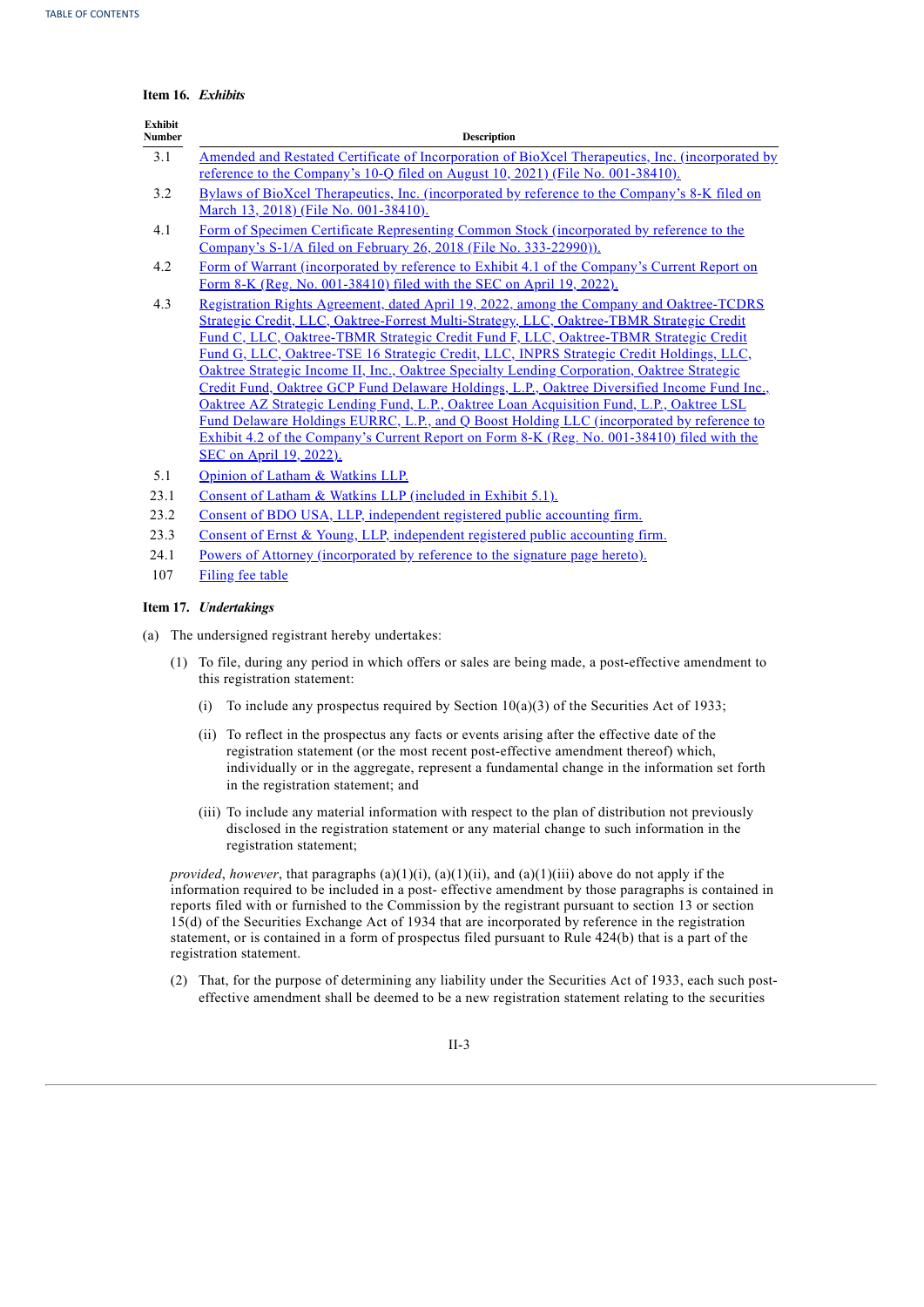**Item 16.** ***Exhibits***

| Exhibit Number | Description |
|---|---|
| 3.1 | Amended and Restated Certificate of Incorporation of BioXcel Therapeutics, Inc. (incorporated by reference to the Company's 10-Q filed on August 10, 2021) (File No. 001-38410). |
| 3.2 | Bylaws of BioXcel Therapeutics, Inc. (incorporated by reference to the Company's 8-K filed on March 13, 2018) (File No. 001-38410). |
| 4.1 | Form of Specimen Certificate Representing Common Stock (incorporated by reference to the Company's S-1/A filed on February 26, 2018 (File No. 333-22990)). |
| 4.2 | Form of Warrant (incorporated by reference to Exhibit 4.1 of the Company's Current Report on Form 8-K (Reg. No. 001-38410) filed with the SEC on April 19, 2022). |
| 4.3 | Registration Rights Agreement, dated April 19, 2022, among the Company and Oaktree-TCDRS Strategic Credit, LLC, Oaktree-Forrest Multi-Strategy, LLC, Oaktree-TBMR Strategic Credit Fund C, LLC, Oaktree-TBMR Strategic Credit Fund F, LLC, Oaktree-TBMR Strategic Credit Fund G, LLC, Oaktree-TSE 16 Strategic Credit, LLC, INPRS Strategic Credit Holdings, LLC, Oaktree Strategic Income II, Inc., Oaktree Specialty Lending Corporation, Oaktree Strategic Credit Fund, Oaktree GCP Fund Delaware Holdings, L.P., Oaktree Diversified Income Fund Inc., Oaktree AZ Strategic Lending Fund, L.P., Oaktree Loan Acquisition Fund, L.P., Oaktree LSL Fund Delaware Holdings EURRC, L.P., and Q Boost Holding LLC (incorporated by reference to Exhibit 4.2 of the Company's Current Report on Form 8-K (Reg. No. 001-38410) filed with the SEC on April 19, 2022). |
| 5.1 | Opinion of Latham & Watkins LLP. |
| 23.1 | Consent of Latham & Watkins LLP (included in Exhibit 5.1). |
| 23.2 | Consent of BDO USA, LLP, independent registered public accounting firm. |
| 23.3 | Consent of Ernst & Young, LLP, independent registered public accounting firm. |
| 24.1 | Powers of Attorney (incorporated by reference to the signature page hereto). |
| 107 | Filing fee table |

**Item 17.** ***Undertakings***

(a) The undersigned registrant hereby undertakes:

(1) To file, during any period in which offers or sales are being made, a post-effective amendment to this registration statement:

(i) To include any prospectus required by Section 10(a)(3) of the Securities Act of 1933;

(ii) To reflect in the prospectus any facts or events arising after the effective date of the registration statement (or the most recent post-effective amendment thereof) which, individually or in the aggregate, represent a fundamental change in the information set forth in the registration statement; and

(iii) To include any material information with respect to the plan of distribution not previously disclosed in the registration statement or any material change to such information in the registration statement;

*provided*, *however*, that paragraphs (a)(1)(i), (a)(1)(ii), and (a)(1)(iii) above do not apply if the information required to be included in a post- effective amendment by those paragraphs is contained in reports filed with or furnished to the Commission by the registrant pursuant to section 13 or section 15(d) of the Securities Exchange Act of 1934 that are incorporated by reference in the registration statement, or is contained in a form of prospectus filed pursuant to Rule 424(b) that is a part of the registration statement.

(2) That, for the purpose of determining any liability under the Securities Act of 1933, each such post-effective amendment shall be deemed to be a new registration statement relating to the securities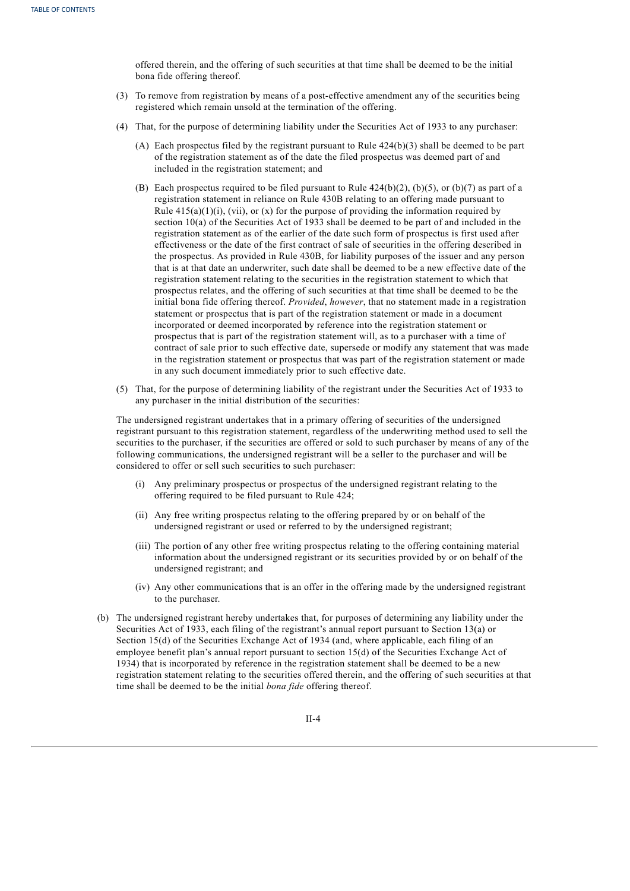offered therein, and the offering of such securities at that time shall be deemed to be the initial bona fide offering thereof.

(3) To remove from registration by means of a post-effective amendment any of the securities being registered which remain unsold at the termination of the offering.

(4) That, for the purpose of determining liability under the Securities Act of 1933 to any purchaser:

(A) Each prospectus filed by the registrant pursuant to Rule 424(b)(3) shall be deemed to be part of the registration statement as of the date the filed prospectus was deemed part of and included in the registration statement; and

(B) Each prospectus required to be filed pursuant to Rule 424(b)(2), (b)(5), or (b)(7) as part of a registration statement in reliance on Rule 430B relating to an offering made pursuant to Rule 415(a)(1)(i), (vii), or (x) for the purpose of providing the information required by section 10(a) of the Securities Act of 1933 shall be deemed to be part of and included in the registration statement as of the earlier of the date such form of prospectus is first used after effectiveness or the date of the first contract of sale of securities in the offering described in the prospectus. As provided in Rule 430B, for liability purposes of the issuer and any person that is at that date an underwriter, such date shall be deemed to be a new effective date of the registration statement relating to the securities in the registration statement to which that prospectus relates, and the offering of such securities at that time shall be deemed to be the initial bona fide offering thereof. *Provided*, *however*, that no statement made in a registration statement or prospectus that is part of the registration statement or made in a document incorporated or deemed incorporated by reference into the registration statement or prospectus that is part of the registration statement will, as to a purchaser with a time of contract of sale prior to such effective date, supersede or modify any statement that was made in the registration statement or prospectus that was part of the registration statement or made in any such document immediately prior to such effective date.

(5) That, for the purpose of determining liability of the registrant under the Securities Act of 1933 to any purchaser in the initial distribution of the securities:

The undersigned registrant undertakes that in a primary offering of securities of the undersigned registrant pursuant to this registration statement, regardless of the underwriting method used to sell the securities to the purchaser, if the securities are offered or sold to such purchaser by means of any of the following communications, the undersigned registrant will be a seller to the purchaser and will be considered to offer or sell such securities to such purchaser:

(i) Any preliminary prospectus or prospectus of the undersigned registrant relating to the offering required to be filed pursuant to Rule 424;

(ii) Any free writing prospectus relating to the offering prepared by or on behalf of the undersigned registrant or used or referred to by the undersigned registrant;

(iii) The portion of any other free writing prospectus relating to the offering containing material information about the undersigned registrant or its securities provided by or on behalf of the undersigned registrant; and

(iv) Any other communications that is an offer in the offering made by the undersigned registrant to the purchaser.

(b) The undersigned registrant hereby undertakes that, for purposes of determining any liability under the Securities Act of 1933, each filing of the registrant's annual report pursuant to Section 13(a) or Section 15(d) of the Securities Exchange Act of 1934 (and, where applicable, each filing of an employee benefit plan's annual report pursuant to section 15(d) of the Securities Exchange Act of 1934) that is incorporated by reference in the registration statement shall be deemed to be a new registration statement relating to the securities offered therein, and the offering of such securities at that time shall be deemed to be the initial *bona fide* offering thereof.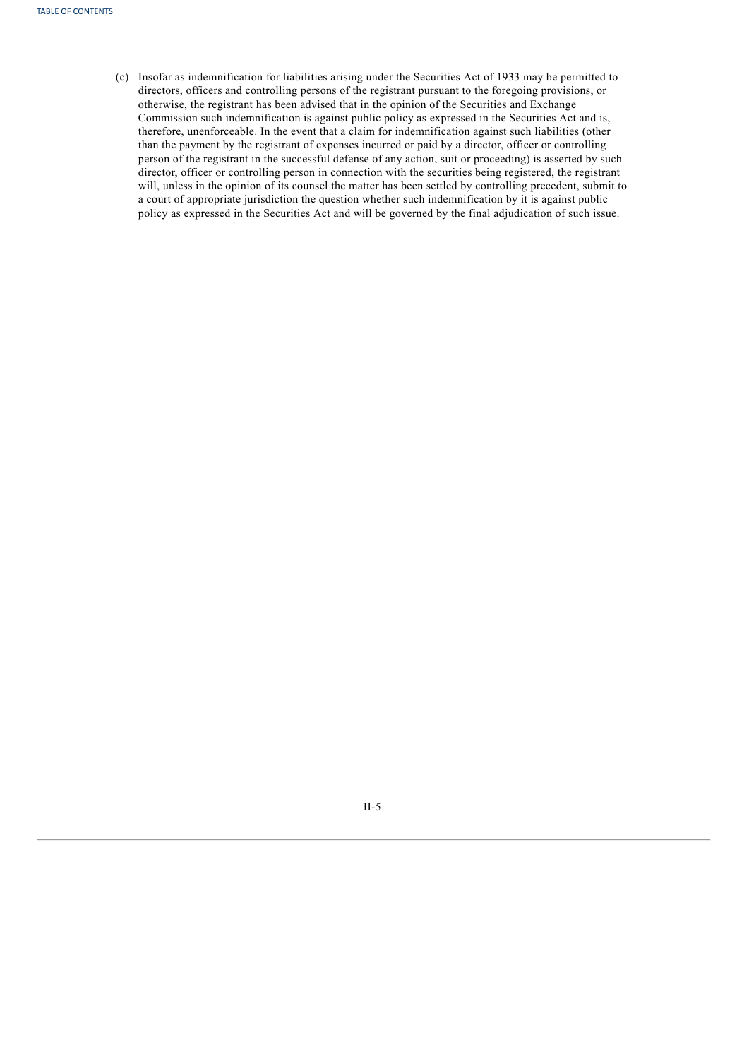(c) Insofar as indemnification for liabilities arising under the Securities Act of 1933 may be permitted to directors, officers and controlling persons of the registrant pursuant to the foregoing provisions, or otherwise, the registrant has been advised that in the opinion of the Securities and Exchange Commission such indemnification is against public policy as expressed in the Securities Act and is, therefore, unenforceable. In the event that a claim for indemnification against such liabilities (other than the payment by the registrant of expenses incurred or paid by a director, officer or controlling person of the registrant in the successful defense of any action, suit or proceeding) is asserted by such director, officer or controlling person in connection with the securities being registered, the registrant will, unless in the opinion of its counsel the matter has been settled by controlling precedent, submit to a court of appropriate jurisdiction the question whether such indemnification by it is against public policy as expressed in the Securities Act and will be governed by the final adjudication of such issue.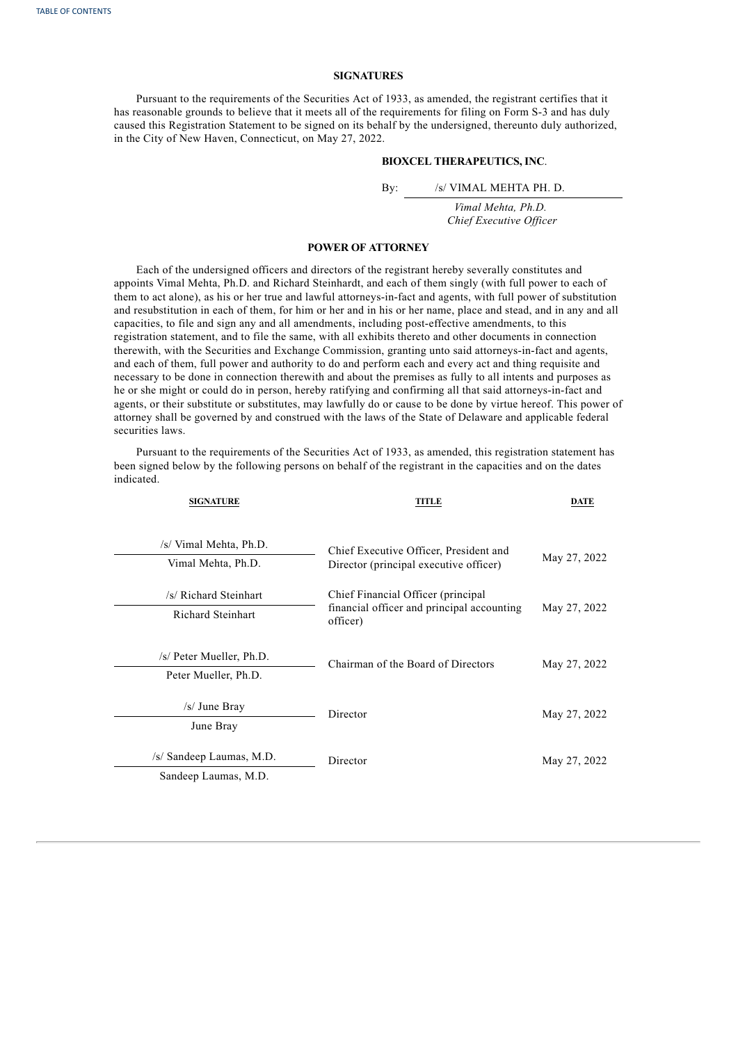## SIGNATURES

Pursuant to the requirements of the Securities Act of 1933, as amended, the registrant certifies that it has reasonable grounds to believe that it meets all of the requirements for filing on Form S-3 and has duly caused this Registration Statement to be signed on its behalf by the undersigned, thereunto duly authorized, in the City of New Haven, Connecticut, on May 27, 2022.

**BIOXCEL THERAPEUTICS, INC**.

By: /s/ VIMAL MEHTA PH. D.

*Vimal Mehta, Ph.D.*
*Chief Executive Officer*

## POWER OF ATTORNEY

Each of the undersigned officers and directors of the registrant hereby severally constitutes and appoints Vimal Mehta, Ph.D. and Richard Steinhardt, and each of them singly (with full power to each of them to act alone), as his or her true and lawful attorneys-in-fact and agents, with full power of substitution and resubstitution in each of them, for him or her and in his or her name, place and stead, and in any and all capacities, to file and sign any and all amendments, including post-effective amendments, to this registration statement, and to file the same, with all exhibits thereto and other documents in connection therewith, with the Securities and Exchange Commission, granting unto said attorneys-in-fact and agents, and each of them, full power and authority to do and perform each and every act and thing requisite and necessary to be done in connection therewith and about the premises as fully to all intents and purposes as he or she might or could do in person, hereby ratifying and confirming all that said attorneys-in-fact and agents, or their substitute or substitutes, may lawfully do or cause to be done by virtue hereof. This power of attorney shall be governed by and construed with the laws of the State of Delaware and applicable federal securities laws.

Pursuant to the requirements of the Securities Act of 1933, as amended, this registration statement has been signed below by the following persons on behalf of the registrant in the capacities and on the dates indicated.

| SIGNATURE | TITLE | DATE |
| --- | --- | --- |
| /s/ Vimal Mehta, Ph.D.<br>Vimal Mehta, Ph.D. | Chief Executive Officer, President and Director (principal executive officer) | May 27, 2022 |
| /s/ Richard Steinhart<br>Richard Steinhart | Chief Financial Officer (principal financial officer and principal accounting officer) | May 27, 2022 |
| /s/ Peter Mueller, Ph.D.<br>Peter Mueller, Ph.D. | Chairman of the Board of Directors | May 27, 2022 |
| /s/ June Bray<br>June Bray | Director | May 27, 2022 |
| /s/ Sandeep Laumas, M.D.<br>Sandeep Laumas, M.D. | Director | May 27, 2022 |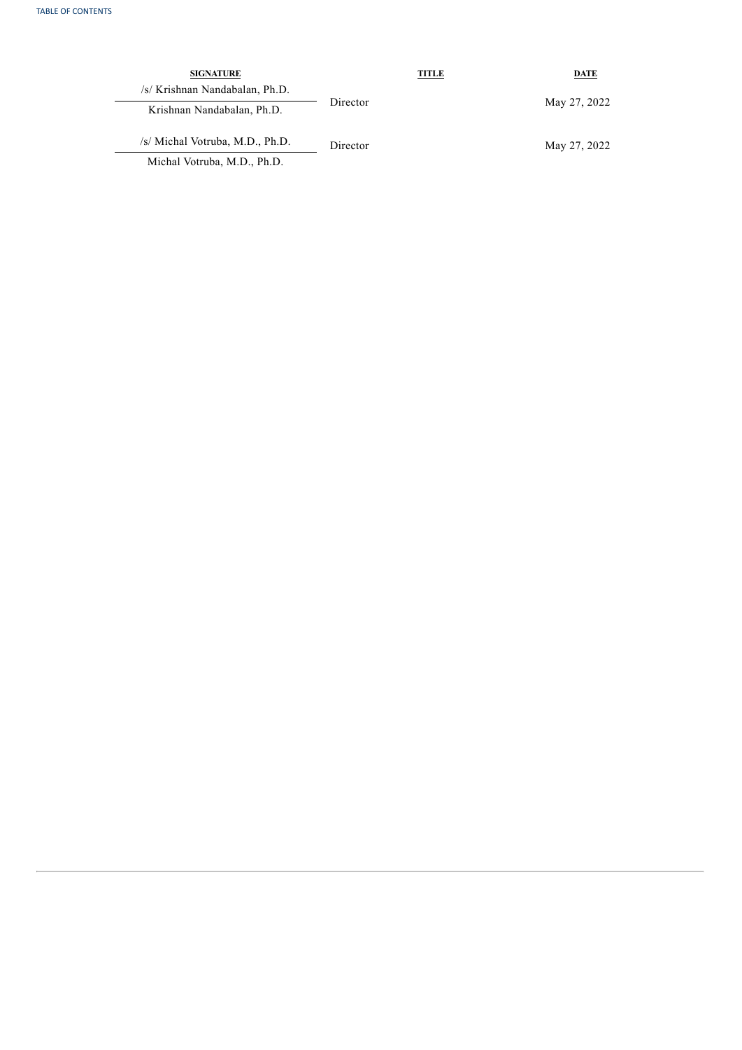| SIGNATURE | TITLE | DATE |
|---|---|---|
| /s/ Krishnan Nandabalan, Ph.D.<br>Krishnan Nandabalan, Ph.D. | Director | May 27, 2022 |
| /s/ Michal Votruba, M.D., Ph.D.<br>Michal Votruba, M.D., Ph.D. | Director | May 27, 2022 |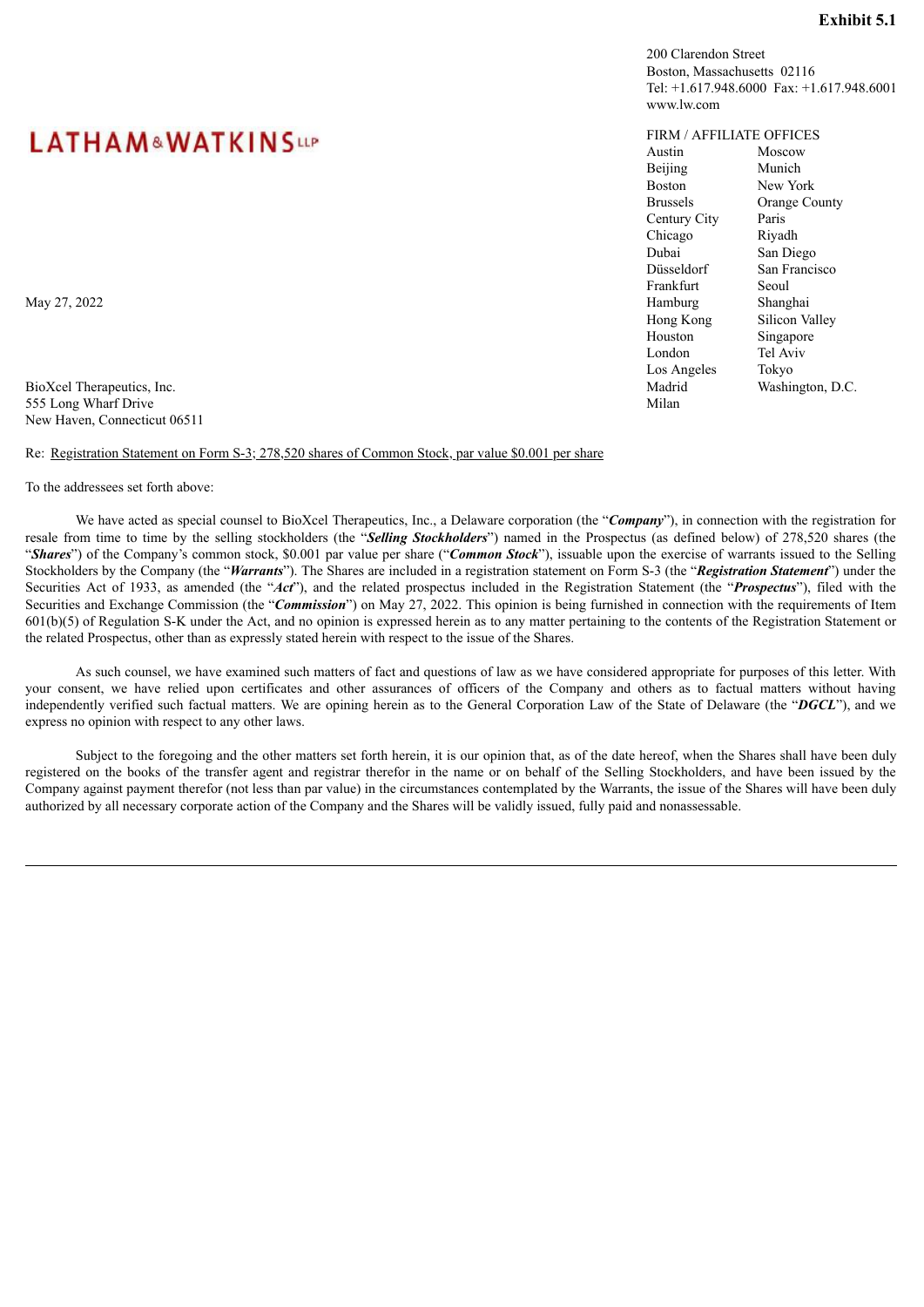**Exhibit 5.1**

LATHAM & WATKINS LLP

200 Clarendon Street
Boston, Massachusetts 02116
Tel: +1.617.948.6000 Fax: +1.617.948.6001
www.lw.com

FIRM / AFFILIATE OFFICES

| | |
|---|---|
| Austin | Moscow |
| Beijing | Munich |
| Boston | New York |
| Brussels | Orange County |
| Century City | Paris |
| Chicago | Riyadh |
| Dubai | San Diego |
| Düsseldorf | San Francisco |
| Frankfurt | Seoul |
| Hamburg | Shanghai |
| Hong Kong | Silicon Valley |
| Houston | Singapore |
| London | Tel Aviv |
| Los Angeles | Tokyo |
| Madrid | Washington, D.C. |
| Milan | |

May 27, 2022

BioXcel Therapeutics, Inc.
555 Long Wharf Drive
New Haven, Connecticut 06511

Re: Registration Statement on Form S-3; 278,520 shares of Common Stock, par value $0.001 per share

To the addressees set forth above:

We have acted as special counsel to BioXcel Therapeutics, Inc., a Delaware corporation (the "***Company***"), in connection with the registration for resale from time to time by the selling stockholders (the "***Selling Stockholders***") named in the Prospectus (as defined below) of 278,520 shares (the "***Shares***") of the Company's common stock, $0.001 par value per share ("***Common Stock***"), issuable upon the exercise of warrants issued to the Selling Stockholders by the Company (the "***Warrants***"). The Shares are included in a registration statement on Form S-3 (the "***Registration Statement***") under the Securities Act of 1933, as amended (the "***Act***"), and the related prospectus included in the Registration Statement (the "***Prospectus***"), filed with the Securities and Exchange Commission (the "***Commission***") on May 27, 2022. This opinion is being furnished in connection with the requirements of Item 601(b)(5) of Regulation S-K under the Act, and no opinion is expressed herein as to any matter pertaining to the contents of the Registration Statement or the related Prospectus, other than as expressly stated herein with respect to the issue of the Shares.

As such counsel, we have examined such matters of fact and questions of law as we have considered appropriate for purposes of this letter. With your consent, we have relied upon certificates and other assurances of officers of the Company and others as to factual matters without having independently verified such factual matters. We are opining herein as to the General Corporation Law of the State of Delaware (the "***DGCL***"), and we express no opinion with respect to any other laws.

Subject to the foregoing and the other matters set forth herein, it is our opinion that, as of the date hereof, when the Shares shall have been duly registered on the books of the transfer agent and registrar therefor in the name or on behalf of the Selling Stockholders, and have been issued by the Company against payment therefor (not less than par value) in the circumstances contemplated by the Warrants, the issue of the Shares will have been duly authorized by all necessary corporate action of the Company and the Shares will be validly issued, fully paid and nonassessable.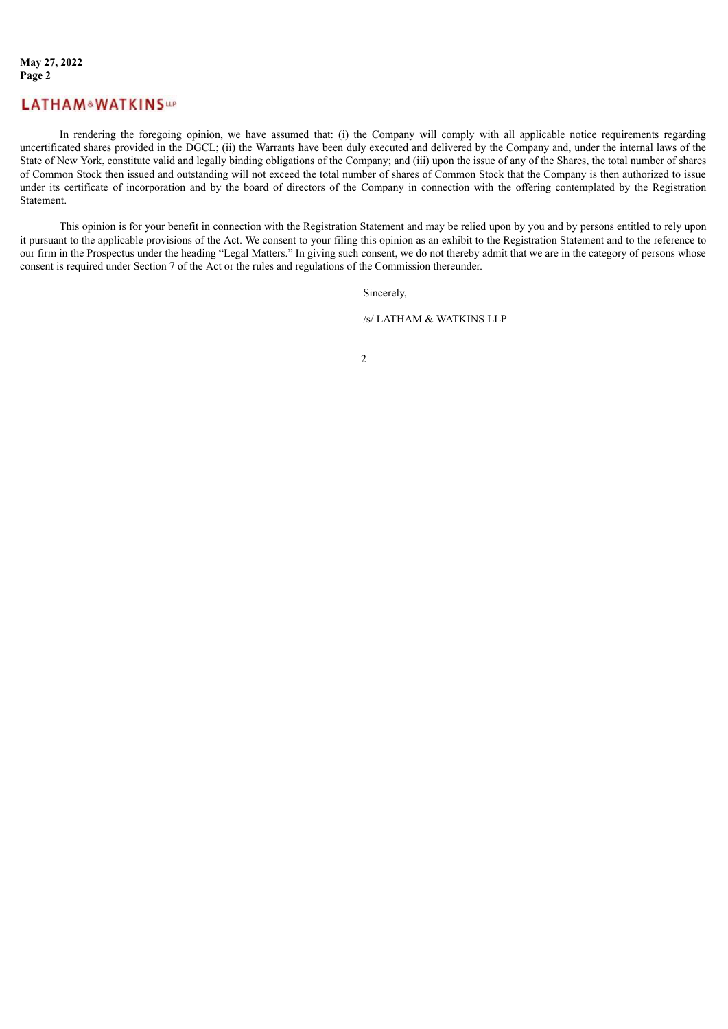In rendering the foregoing opinion, we have assumed that: (i) the Company will comply with all applicable notice requirements regarding uncertificated shares provided in the DGCL; (ii) the Warrants have been duly executed and delivered by the Company and, under the internal laws of the State of New York, constitute valid and legally binding obligations of the Company; and (iii) upon the issue of any of the Shares, the total number of shares of Common Stock then issued and outstanding will not exceed the total number of shares of Common Stock that the Company is then authorized to issue under its certificate of incorporation and by the board of directors of the Company in connection with the offering contemplated by the Registration Statement.

This opinion is for your benefit in connection with the Registration Statement and may be relied upon by you and by persons entitled to rely upon it pursuant to the applicable provisions of the Act. We consent to your filing this opinion as an exhibit to the Registration Statement and to the reference to our firm in the Prospectus under the heading "Legal Matters." In giving such consent, we do not thereby admit that we are in the category of persons whose consent is required under Section 7 of the Act or the rules and regulations of the Commission thereunder.

Sincerely,

/s/ LATHAM & WATKINS LLP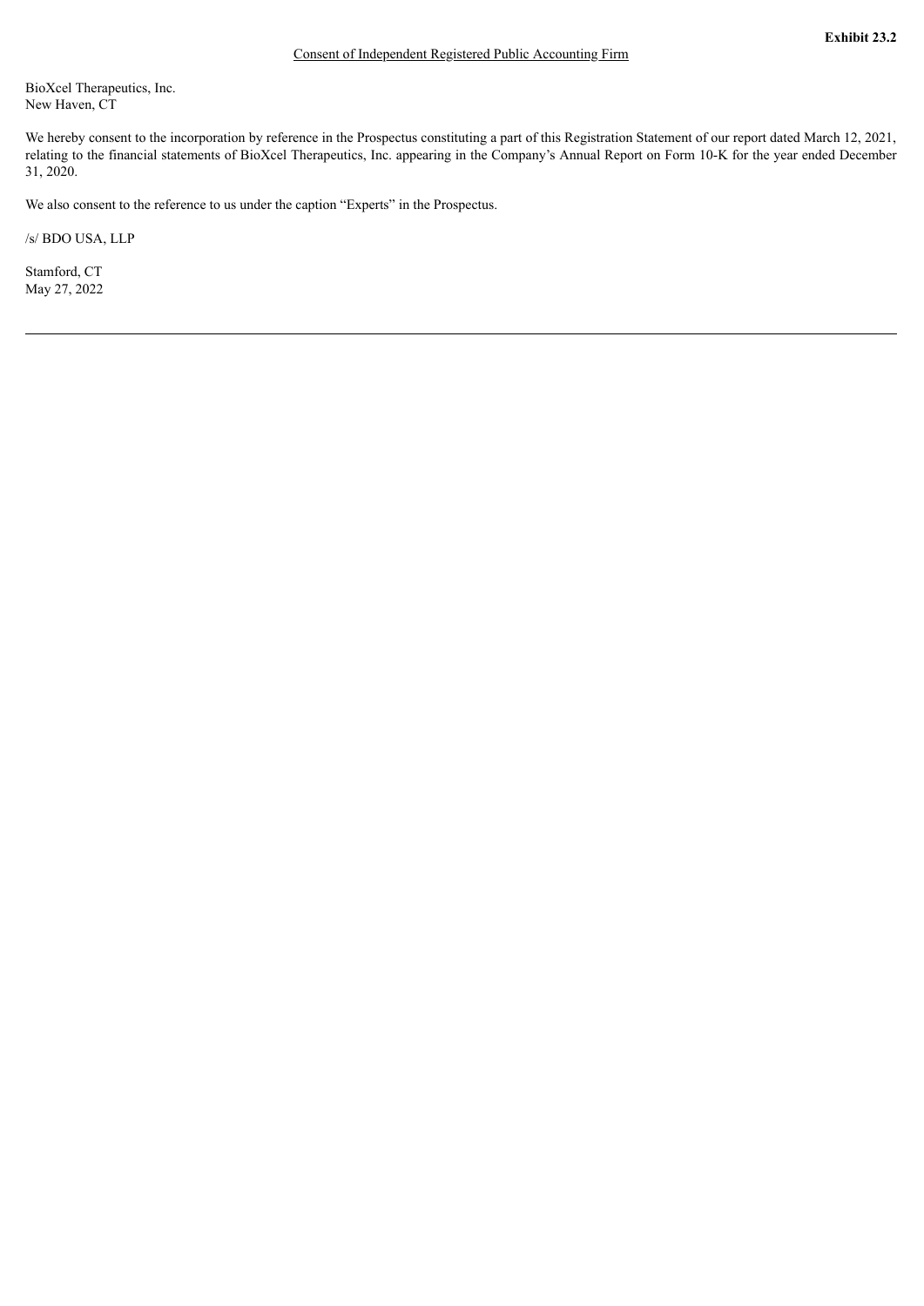**Exhibit 23.2**

Consent of Independent Registered Public Accounting Firm

BioXcel Therapeutics, Inc.
New Haven, CT

We hereby consent to the incorporation by reference in the Prospectus constituting a part of this Registration Statement of our report dated March 12, 2021, relating to the financial statements of BioXcel Therapeutics, Inc. appearing in the Company's Annual Report on Form 10-K for the year ended December 31, 2020.

We also consent to the reference to us under the caption "Experts" in the Prospectus.

/s/ BDO USA, LLP

Stamford, CT
May 27, 2022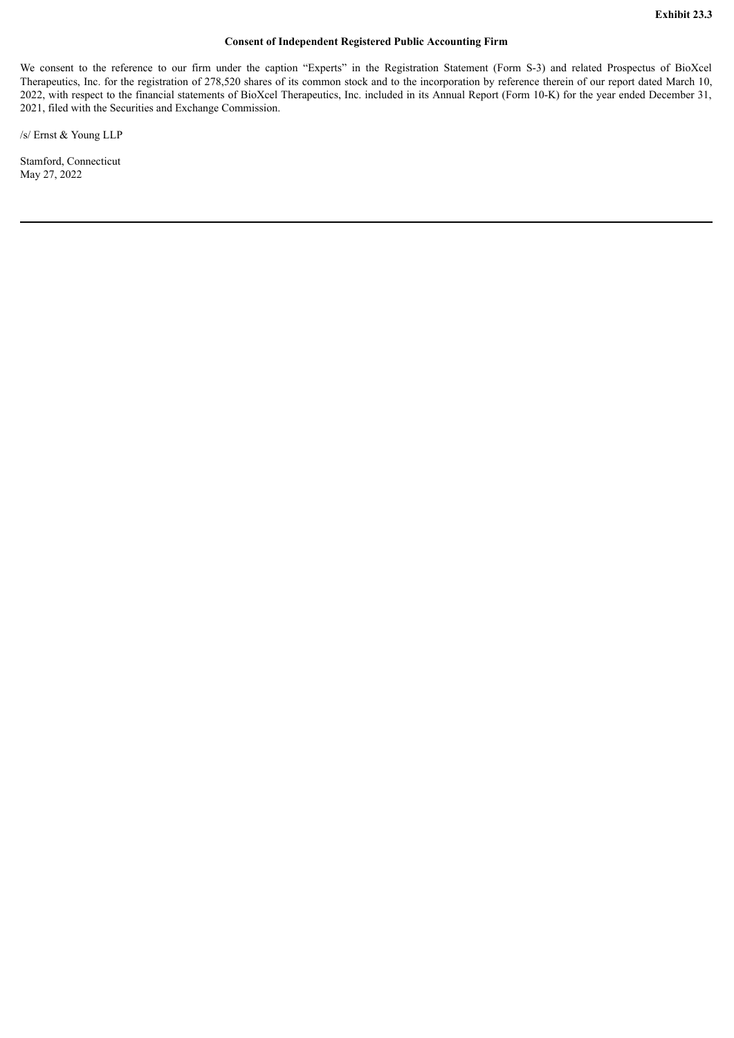**Exhibit 23.3**

**Consent of Independent Registered Public Accounting Firm**

We consent to the reference to our firm under the caption "Experts" in the Registration Statement (Form S-3) and related Prospectus of BioXcel Therapeutics, Inc. for the registration of 278,520 shares of its common stock and to the incorporation by reference therein of our report dated March 10, 2022, with respect to the financial statements of BioXcel Therapeutics, Inc. included in its Annual Report (Form 10-K) for the year ended December 31, 2021, filed with the Securities and Exchange Commission.

/s/ Ernst & Young LLP

Stamford, Connecticut
May 27, 2022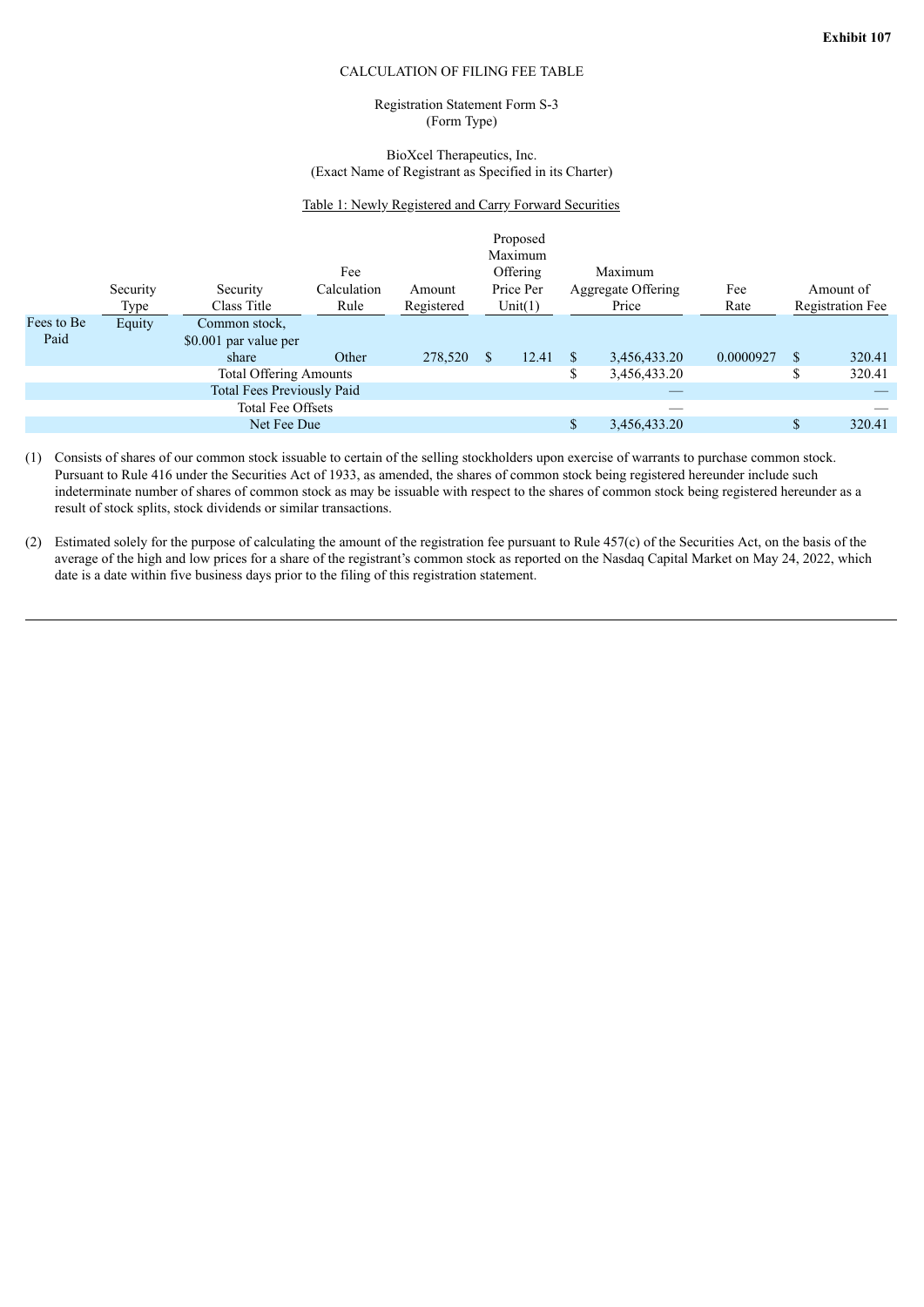**Exhibit 107**

CALCULATION OF FILING FEE TABLE

Registration Statement Form S-3
(Form Type)

BioXcel Therapeutics, Inc.
(Exact Name of Registrant as Specified in its Charter)

Table 1: Newly Registered and Carry Forward Securities

| | Security Type | Security Class Title | Fee Calculation Rule | Amount Registered | Proposed Maximum Offering Price Per Unit(1) | Maximum Aggregate Offering Price | Fee Rate | Amount of Registration Fee |
|---|---|---|---|---|---|---|---|---|
| Fees to Be Paid | Equity | Common stock, $0.001 par value per share | Other | 278,520 | $ 12.41 | $ 3,456,433.20 | 0.0000927 | $ 320.41 |
| | Total Offering Amounts | | | | | $ 3,456,433.20 | | $ 320.41 |
| | Total Fees Previously Paid | | | | | — | | — |
| | Total Fee Offsets | | | | | — | | — |
| | Net Fee Due | | | | | $ 3,456,433.20 | | $ 320.41 |

(1) Consists of shares of our common stock issuable to certain of the selling stockholders upon exercise of warrants to purchase common stock. Pursuant to Rule 416 under the Securities Act of 1933, as amended, the shares of common stock being registered hereunder include such indeterminate number of shares of common stock as may be issuable with respect to the shares of common stock being registered hereunder as a result of stock splits, stock dividends or similar transactions.

(2) Estimated solely for the purpose of calculating the amount of the registration fee pursuant to Rule 457(c) of the Securities Act, on the basis of the average of the high and low prices for a share of the registrant's common stock as reported on the Nasdaq Capital Market on May 24, 2022, which date is a date within five business days prior to the filing of this registration statement.